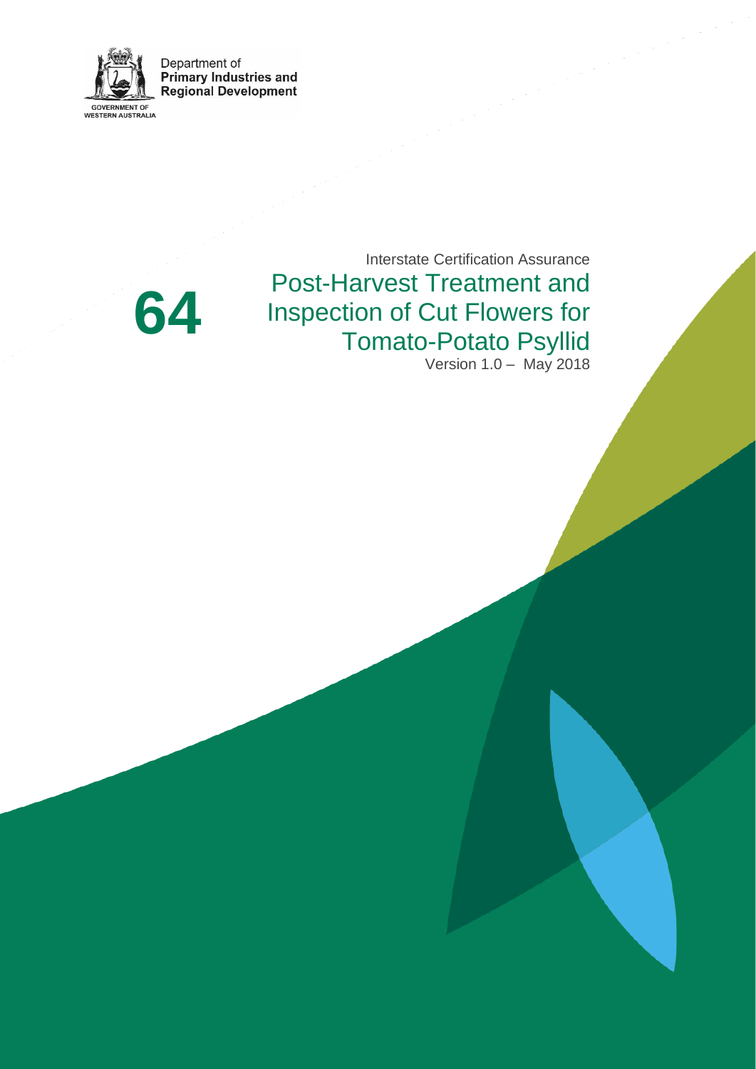Department of
**Primary Industries and Regional Development**

GOVERNMENT OF WESTERN AUSTRALIA

# 64

Interstate Certification Assurance

# Post-Harvest Treatment and Inspection of Cut Flowers for Tomato-Potato Psyllid

Version 1.0 – May 2018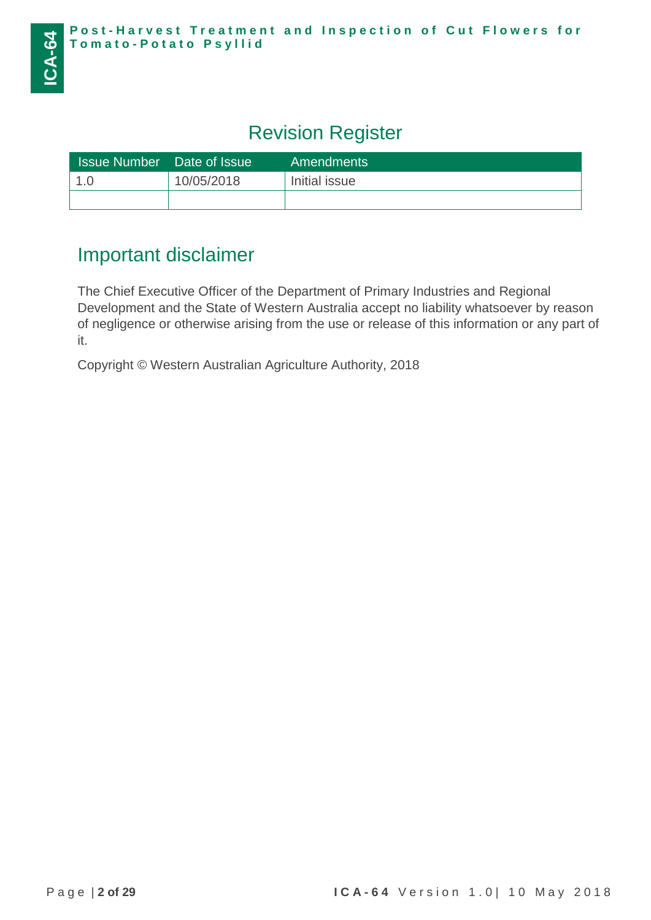## Revision Register

| Issue Number | Date of Issue | Amendments |
|---|---|---|
| 1.0 | 10/05/2018 | Initial issue |
| | | |

## Important disclaimer

The Chief Executive Officer of the Department of Primary Industries and Regional Development and the State of Western Australia accept no liability whatsoever by reason of negligence or otherwise arising from the use or release of this information or any part of it.

Copyright © Western Australian Agriculture Authority, 2018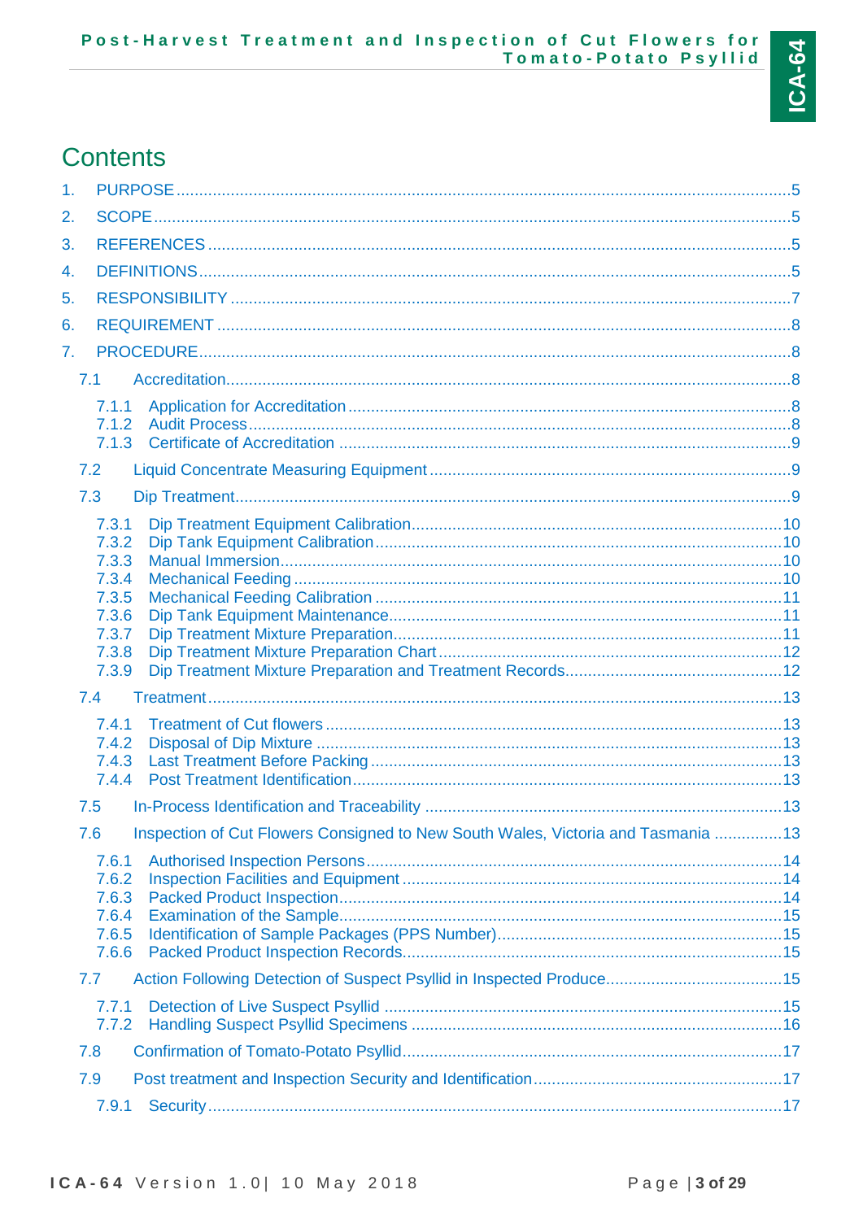# Contents

1. PURPOSE ....................................................................................................................................5
2. SCOPE ........................................................................................................................................5
3. REFERENCES .............................................................................................................................5
4. DEFINITIONS ...............................................................................................................................5
5. RESPONSIBILITY .........................................................................................................................7
6. REQUIREMENT ............................................................................................................................8
7. PROCEDURE ................................................................................................................................8
   - 7.1 Accreditation ..........................................................................................................................8
     - 7.1.1 Application for Accreditation ...............................................................................................8
     - 7.1.2 Audit Process .....................................................................................................................8
     - 7.1.3 Certificate of Accreditation .................................................................................................9
   - 7.2 Liquid Concentrate Measuring Equipment ...............................................................................9
   - 7.3 Dip Treatment .........................................................................................................................9
     - 7.3.1 Dip Treatment Equipment Calibration ...............................................................................10
     - 7.3.2 Dip Tank Equipment Calibration ........................................................................................10
     - 7.3.3 Manual Immersion ............................................................................................................10
     - 7.3.4 Mechanical Feeding .........................................................................................................10
     - 7.3.5 Mechanical Feeding Calibration ........................................................................................11
     - 7.3.6 Dip Tank Equipment Maintenance ....................................................................................11
     - 7.3.7 Dip Treatment Mixture Preparation ...................................................................................11
     - 7.3.8 Dip Treatment Mixture Preparation Chart ..........................................................................12
     - 7.3.9 Dip Treatment Mixture Preparation and Treatment Records ...............................................12
   - 7.4 Treatment .............................................................................................................................13
     - 7.4.1 Treatment of Cut flowers ...................................................................................................13
     - 7.4.2 Disposal of Dip Mixture .....................................................................................................13
     - 7.4.3 Last Treatment Before Packing .........................................................................................13
     - 7.4.4 Post Treatment Identification .............................................................................................13
   - 7.5 In-Process Identification and Traceability ..............................................................................13
   - 7.6 Inspection of Cut Flowers Consigned to New South Wales, Victoria and Tasmania ...............13
     - 7.6.1 Authorised Inspection Persons ..........................................................................................14
     - 7.6.2 Inspection Facilities and Equipment ..................................................................................14
     - 7.6.3 Packed Product Inspection ................................................................................................14
     - 7.6.4 Examination of the Sample ................................................................................................15
     - 7.6.5 Identification of Sample Packages (PPS Number) ..............................................................15
     - 7.6.6 Packed Product Inspection Records ..................................................................................15
   - 7.7 Action Following Detection of Suspect Psyllid in Inspected Produce ......................................15
     - 7.7.1 Detection of Live Suspect Psyllid .......................................................................................15
     - 7.7.2 Handling Suspect Psyllid Specimens .................................................................................16
   - 7.8 Confirmation of Tomato-Potato Psyllid ...................................................................................17
   - 7.9 Post treatment and Inspection Security and Identification ......................................................17
     - 7.9.1 Security ............................................................................................................................17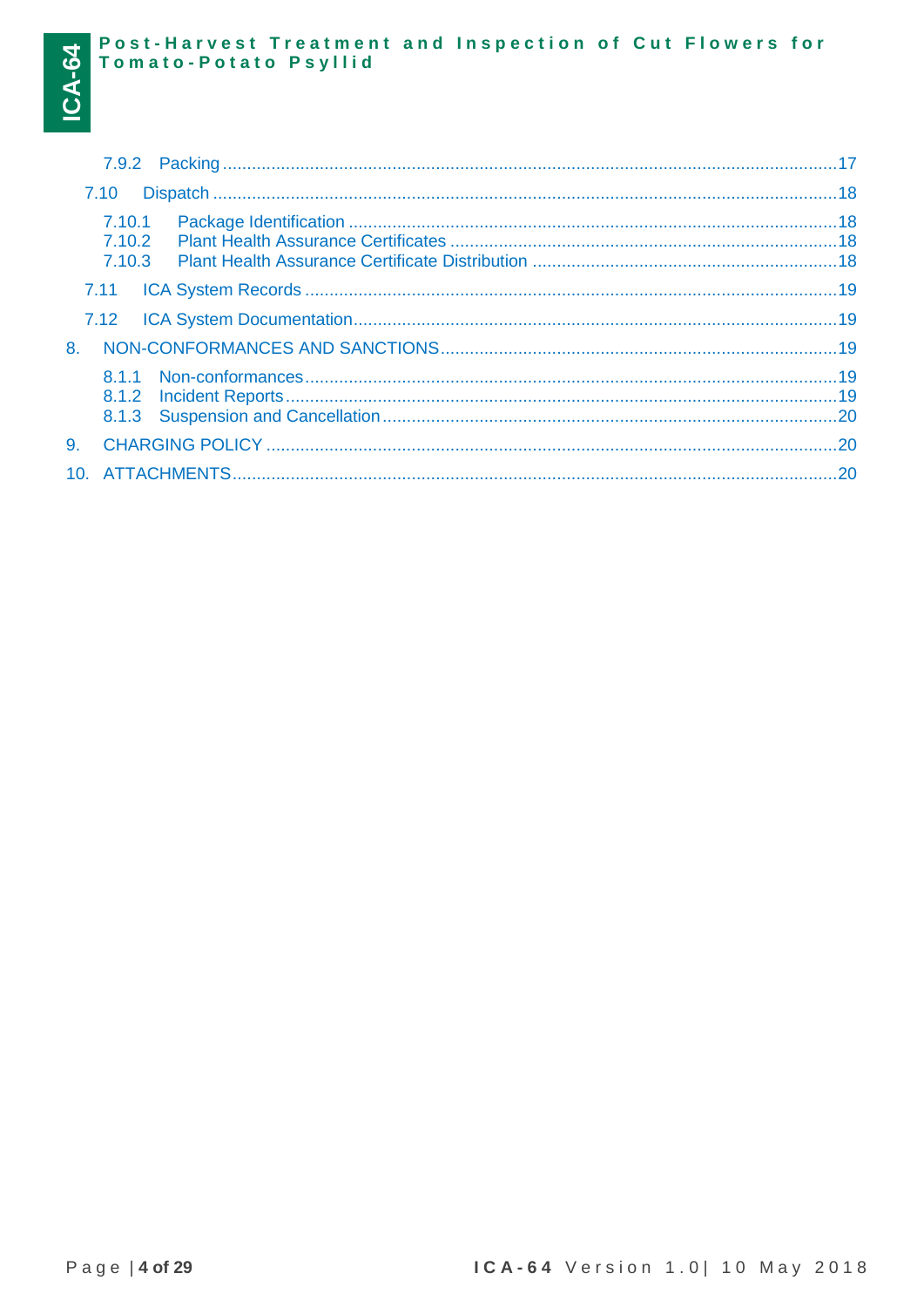7.9.2 Packing ....................................................................................................................17

7.10 Dispatch ....................................................................................................................18

7.10.1 Package Identification ....................................................................................18
7.10.2 Plant Health Assurance Certificates ...............................................................18
7.10.3 Plant Health Assurance Certificate Distribution ..............................................18

7.11 ICA System Records ..................................................................................................19

7.12 ICA System Documentation........................................................................................19

8. NON-CONFORMANCES AND SANCTIONS.......................................................................19

8.1.1 Non-conformances...............................................................................................19
8.1.2 Incident Reports...................................................................................................19
8.1.3 Suspension and Cancellation...............................................................................20

9. CHARGING POLICY ..........................................................................................................20

10. ATTACHMENTS.................................................................................................................20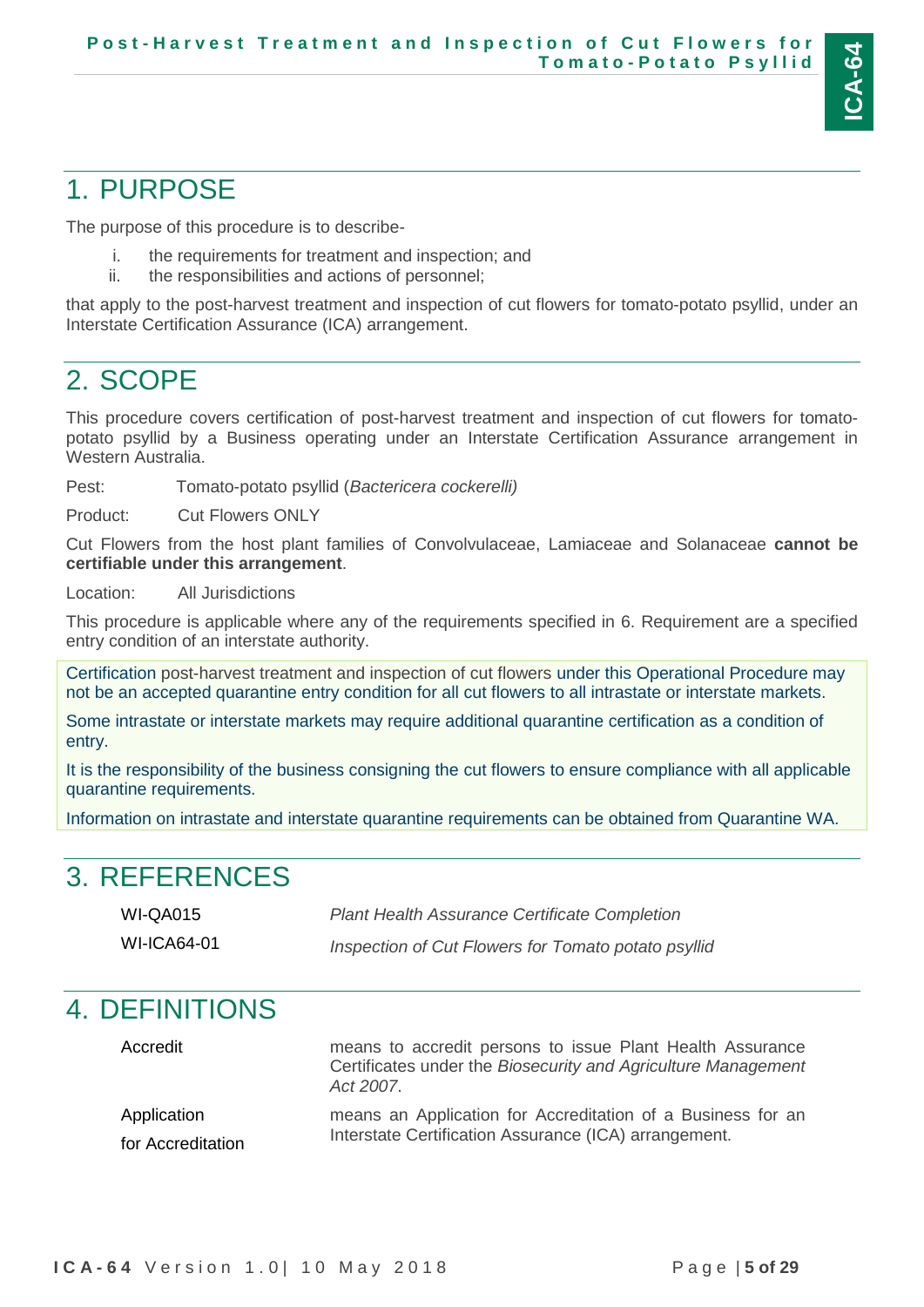# 1. PURPOSE

The purpose of this procedure is to describe-

i. the requirements for treatment and inspection; and
ii. the responsibilities and actions of personnel;

that apply to the post-harvest treatment and inspection of cut flowers for tomato-potato psyllid, under an Interstate Certification Assurance (ICA) arrangement.

# 2. SCOPE

This procedure covers certification of post-harvest treatment and inspection of cut flowers for tomato-potato psyllid by a Business operating under an Interstate Certification Assurance arrangement in Western Australia.

Pest: Tomato-potato psyllid (*Bactericera cockerelli)*

Product: Cut Flowers ONLY

Cut Flowers from the host plant families of Convolvulaceae, Lamiaceae and Solanaceae **cannot be certifiable under this arrangement**.

Location: All Jurisdictions

This procedure is applicable where any of the requirements specified in 6. Requirement are a specified entry condition of an interstate authority.

Certification post-harvest treatment and inspection of cut flowers under this Operational Procedure may not be an accepted quarantine entry condition for all cut flowers to all intrastate or interstate markets.

Some intrastate or interstate markets may require additional quarantine certification as a condition of entry.

It is the responsibility of the business consigning the cut flowers to ensure compliance with all applicable quarantine requirements.

Information on intrastate and interstate quarantine requirements can be obtained from Quarantine WA.

# 3. REFERENCES

| | |
|---|---|
| WI-QA015 | *Plant Health Assurance Certificate Completion* |
| WI-ICA64-01 | *Inspection of Cut Flowers for Tomato potato psyllid* |

# 4. DEFINITIONS

| | |
|---|---|
| Accredit | means to accredit persons to issue Plant Health Assurance Certificates under the *Biosecurity and Agriculture Management Act 2007*. |
| Application for Accreditation | means an Application for Accreditation of a Business for an Interstate Certification Assurance (ICA) arrangement. |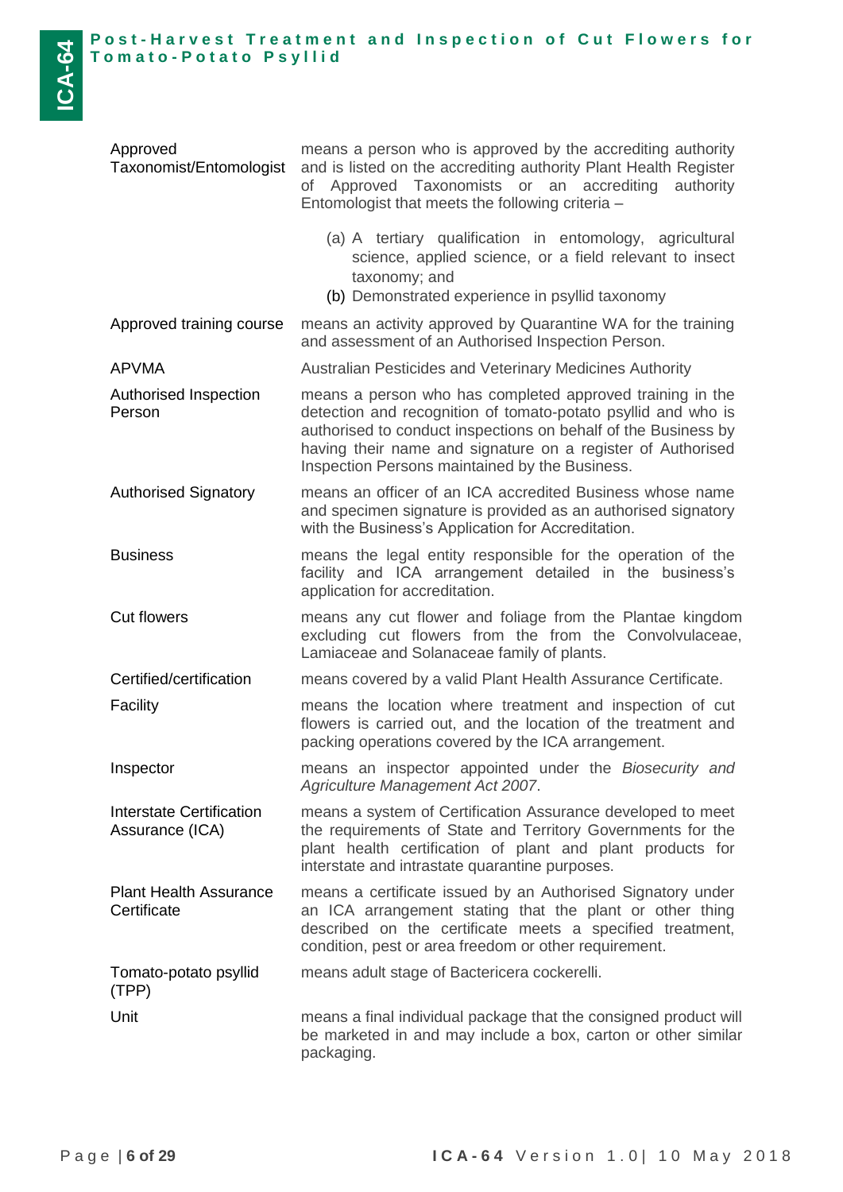| | |
|---|---|
| Approved Taxonomist/Entomologist | means a person who is approved by the accrediting authority and is listed on the accrediting authority Plant Health Register of Approved Taxonomists or an accrediting authority Entomologist that meets the following criteria –<br>(a) A tertiary qualification in entomology, agricultural science, applied science, or a field relevant to insect taxonomy; and<br>(b) Demonstrated experience in psyllid taxonomy |
| Approved training course | means an activity approved by Quarantine WA for the training and assessment of an Authorised Inspection Person. |
| APVMA | Australian Pesticides and Veterinary Medicines Authority |
| Authorised Inspection Person | means a person who has completed approved training in the detection and recognition of tomato-potato psyllid and who is authorised to conduct inspections on behalf of the Business by having their name and signature on a register of Authorised Inspection Persons maintained by the Business. |
| Authorised Signatory | means an officer of an ICA accredited Business whose name and specimen signature is provided as an authorised signatory with the Business's Application for Accreditation. |
| Business | means the legal entity responsible for the operation of the facility and ICA arrangement detailed in the business's application for accreditation. |
| Cut flowers | means any cut flower and foliage from the Plantae kingdom excluding cut flowers from the from the Convolvulaceae, Lamiaceae and Solanaceae family of plants. |
| Certified/certification | means covered by a valid Plant Health Assurance Certificate. |
| Facility | means the location where treatment and inspection of cut flowers is carried out, and the location of the treatment and packing operations covered by the ICA arrangement. |
| Inspector | means an inspector appointed under the *Biosecurity and Agriculture Management Act 2007*. |
| Interstate Certification Assurance (ICA) | means a system of Certification Assurance developed to meet the requirements of State and Territory Governments for the plant health certification of plant and plant products for interstate and intrastate quarantine purposes. |
| Plant Health Assurance Certificate | means a certificate issued by an Authorised Signatory under an ICA arrangement stating that the plant or other thing described on the certificate meets a specified treatment, condition, pest or area freedom or other requirement. |
| Tomato-potato psyllid (TPP) | means adult stage of Bactericera cockerelli. |
| Unit | means a final individual package that the consigned product will be marketed in and may include a box, carton or other similar packaging. |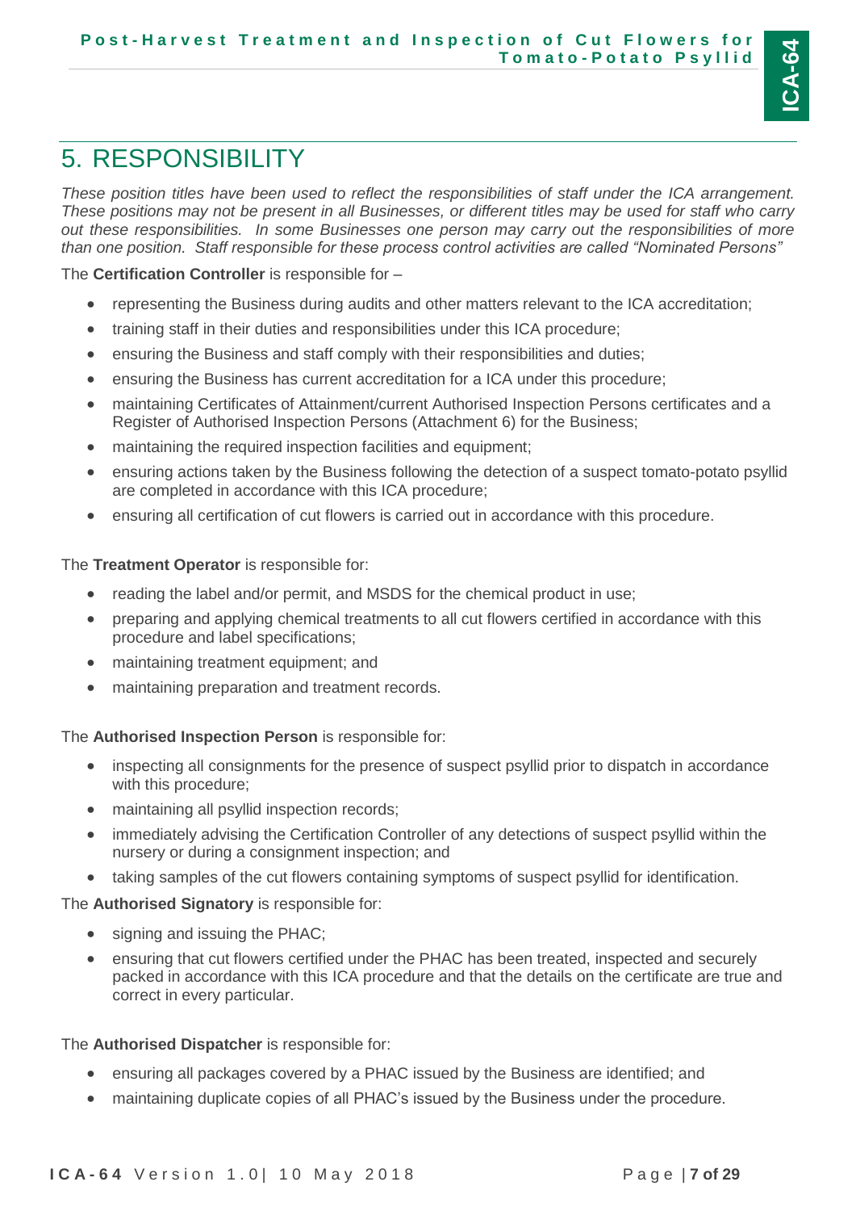# 5. RESPONSIBILITY

*These position titles have been used to reflect the responsibilities of staff under the ICA arrangement. These positions may not be present in all Businesses, or different titles may be used for staff who carry out these responsibilities. In some Businesses one person may carry out the responsibilities of more than one position. Staff responsible for these process control activities are called "Nominated Persons"*

The **Certification Controller** is responsible for –

- representing the Business during audits and other matters relevant to the ICA accreditation;
- training staff in their duties and responsibilities under this ICA procedure;
- ensuring the Business and staff comply with their responsibilities and duties;
- ensuring the Business has current accreditation for a ICA under this procedure;
- maintaining Certificates of Attainment/current Authorised Inspection Persons certificates and a Register of Authorised Inspection Persons (Attachment 6) for the Business;
- maintaining the required inspection facilities and equipment;
- ensuring actions taken by the Business following the detection of a suspect tomato-potato psyllid are completed in accordance with this ICA procedure;
- ensuring all certification of cut flowers is carried out in accordance with this procedure.

The **Treatment Operator** is responsible for:

- reading the label and/or permit, and MSDS for the chemical product in use;
- preparing and applying chemical treatments to all cut flowers certified in accordance with this procedure and label specifications;
- maintaining treatment equipment; and
- maintaining preparation and treatment records.

The **Authorised Inspection Person** is responsible for:

- inspecting all consignments for the presence of suspect psyllid prior to dispatch in accordance with this procedure;
- maintaining all psyllid inspection records;
- immediately advising the Certification Controller of any detections of suspect psyllid within the nursery or during a consignment inspection; and
- taking samples of the cut flowers containing symptoms of suspect psyllid for identification.

The **Authorised Signatory** is responsible for:

- signing and issuing the PHAC;
- ensuring that cut flowers certified under the PHAC has been treated, inspected and securely packed in accordance with this ICA procedure and that the details on the certificate are true and correct in every particular.

The **Authorised Dispatcher** is responsible for:

- ensuring all packages covered by a PHAC issued by the Business are identified; and
- maintaining duplicate copies of all PHAC's issued by the Business under the procedure.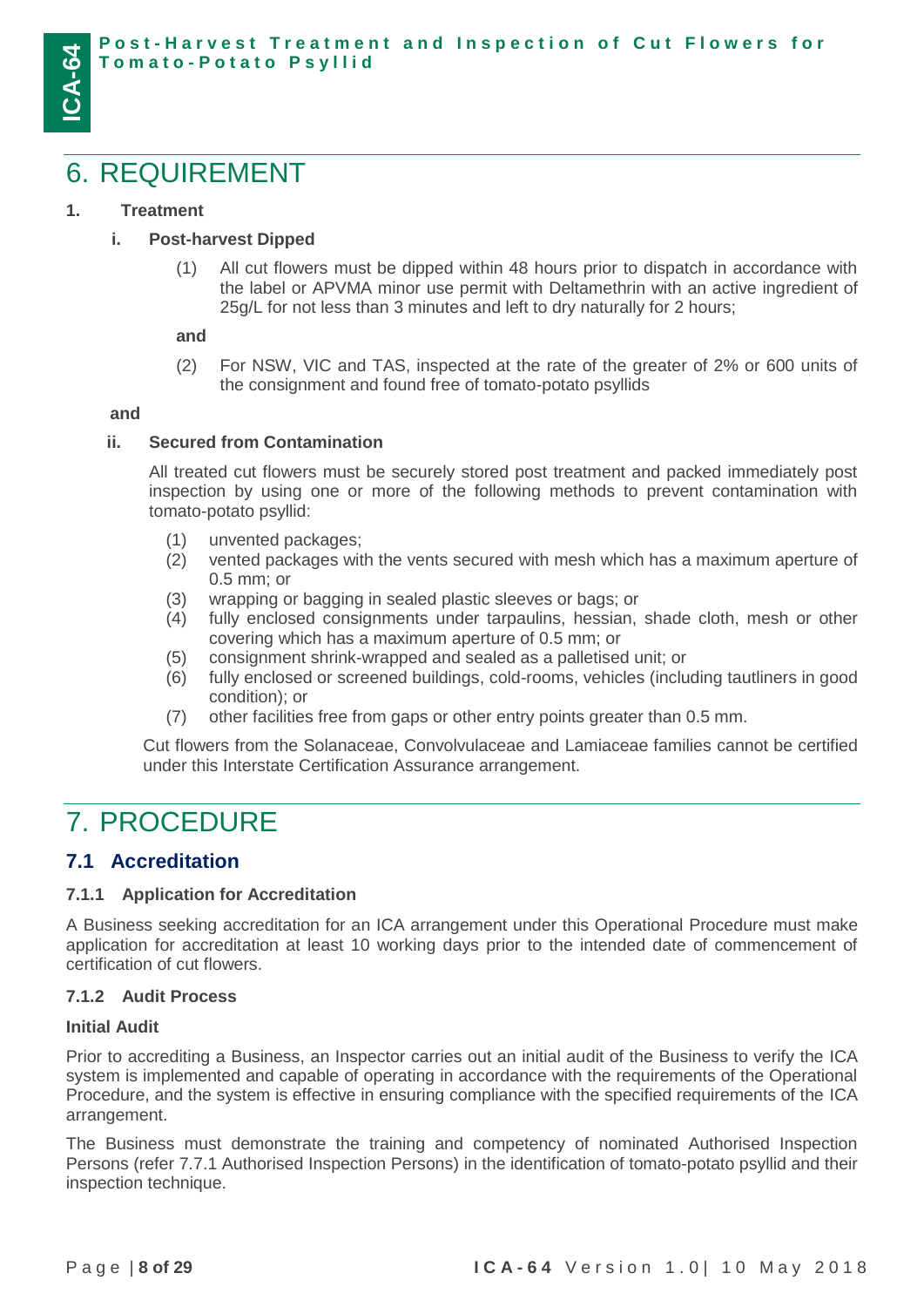# 6. REQUIREMENT

**1. Treatment**

**i. Post-harvest Dipped**

(1) All cut flowers must be dipped within 48 hours prior to dispatch in accordance with the label or APVMA minor use permit with Deltamethrin with an active ingredient of 25g/L for not less than 3 minutes and left to dry naturally for 2 hours;

**and**

(2) For NSW, VIC and TAS, inspected at the rate of the greater of 2% or 600 units of the consignment and found free of tomato-potato psyllids

**and**

**ii. Secured from Contamination**

All treated cut flowers must be securely stored post treatment and packed immediately post inspection by using one or more of the following methods to prevent contamination with tomato-potato psyllid:

(1) unvented packages;
(2) vented packages with the vents secured with mesh which has a maximum aperture of 0.5 mm; or
(3) wrapping or bagging in sealed plastic sleeves or bags; or
(4) fully enclosed consignments under tarpaulins, hessian, shade cloth, mesh or other covering which has a maximum aperture of 0.5 mm; or
(5) consignment shrink-wrapped and sealed as a palletised unit; or
(6) fully enclosed or screened buildings, cold-rooms, vehicles (including tautliners in good condition); or
(7) other facilities free from gaps or other entry points greater than 0.5 mm.

Cut flowers from the Solanaceae, Convolvulaceae and Lamiaceae families cannot be certified under this Interstate Certification Assurance arrangement.

# 7. PROCEDURE

## 7.1 Accreditation

### 7.1.1 Application for Accreditation

A Business seeking accreditation for an ICA arrangement under this Operational Procedure must make application for accreditation at least 10 working days prior to the intended date of commencement of certification of cut flowers.

### 7.1.2 Audit Process

**Initial Audit**

Prior to accrediting a Business, an Inspector carries out an initial audit of the Business to verify the ICA system is implemented and capable of operating in accordance with the requirements of the Operational Procedure, and the system is effective in ensuring compliance with the specified requirements of the ICA arrangement.

The Business must demonstrate the training and competency of nominated Authorised Inspection Persons (refer 7.7.1 Authorised Inspection Persons) in the identification of tomato-potato psyllid and their inspection technique.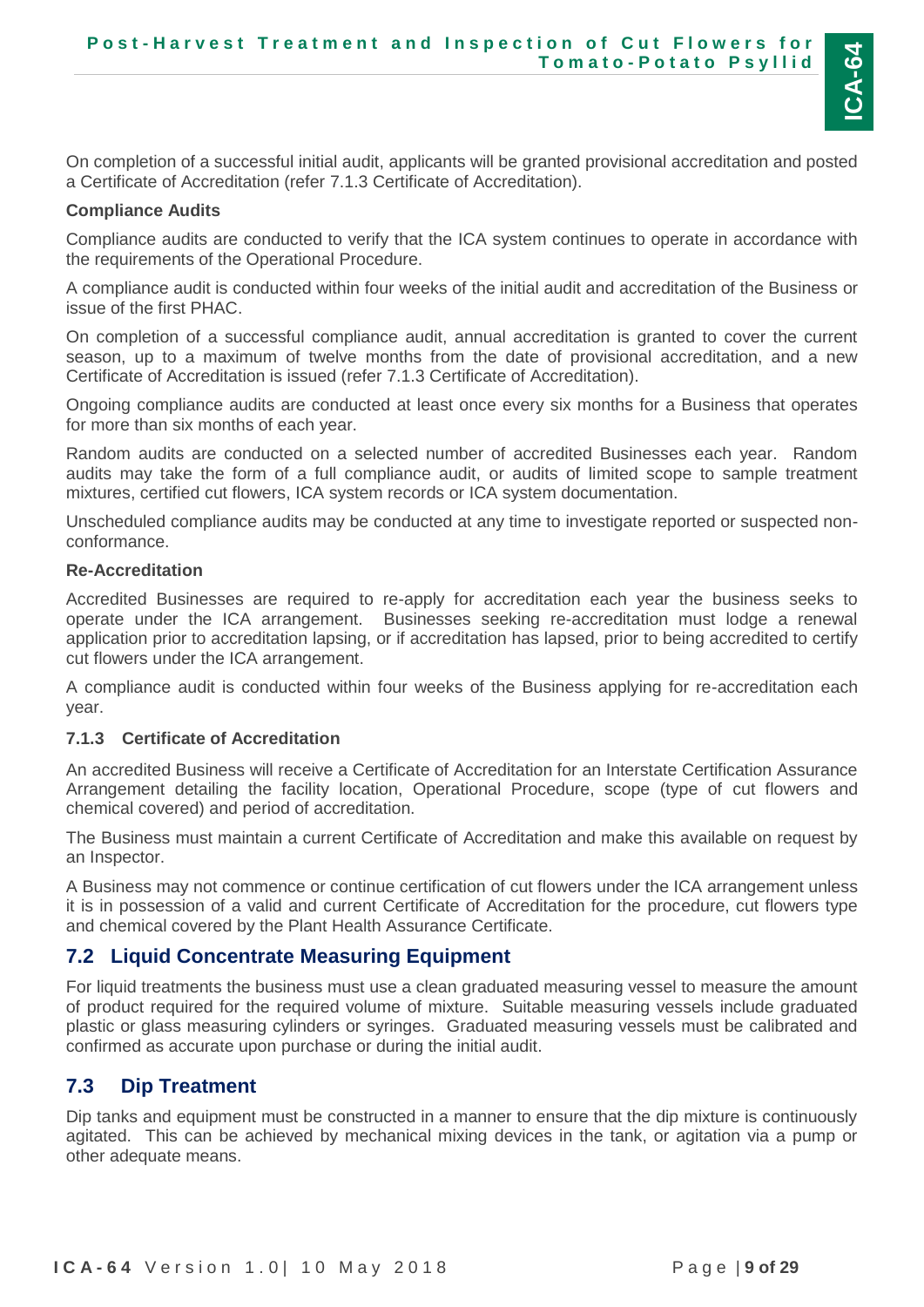On completion of a successful initial audit, applicants will be granted provisional accreditation and posted a Certificate of Accreditation (refer 7.1.3 Certificate of Accreditation).

**Compliance Audits**

Compliance audits are conducted to verify that the ICA system continues to operate in accordance with the requirements of the Operational Procedure.

A compliance audit is conducted within four weeks of the initial audit and accreditation of the Business or issue of the first PHAC.

On completion of a successful compliance audit, annual accreditation is granted to cover the current season, up to a maximum of twelve months from the date of provisional accreditation, and a new Certificate of Accreditation is issued (refer 7.1.3 Certificate of Accreditation).

Ongoing compliance audits are conducted at least once every six months for a Business that operates for more than six months of each year.

Random audits are conducted on a selected number of accredited Businesses each year. Random audits may take the form of a full compliance audit, or audits of limited scope to sample treatment mixtures, certified cut flowers, ICA system records or ICA system documentation.

Unscheduled compliance audits may be conducted at any time to investigate reported or suspected non-conformance.

**Re-Accreditation**

Accredited Businesses are required to re-apply for accreditation each year the business seeks to operate under the ICA arrangement. Businesses seeking re-accreditation must lodge a renewal application prior to accreditation lapsing, or if accreditation has lapsed, prior to being accredited to certify cut flowers under the ICA arrangement.

A compliance audit is conducted within four weeks of the Business applying for re-accreditation each year.

### 7.1.3 Certificate of Accreditation

An accredited Business will receive a Certificate of Accreditation for an Interstate Certification Assurance Arrangement detailing the facility location, Operational Procedure, scope (type of cut flowers and chemical covered) and period of accreditation.

The Business must maintain a current Certificate of Accreditation and make this available on request by an Inspector.

A Business may not commence or continue certification of cut flowers under the ICA arrangement unless it is in possession of a valid and current Certificate of Accreditation for the procedure, cut flowers type and chemical covered by the Plant Health Assurance Certificate.

## 7.2 Liquid Concentrate Measuring Equipment

For liquid treatments the business must use a clean graduated measuring vessel to measure the amount of product required for the required volume of mixture. Suitable measuring vessels include graduated plastic or glass measuring cylinders or syringes. Graduated measuring vessels must be calibrated and confirmed as accurate upon purchase or during the initial audit.

## 7.3 Dip Treatment

Dip tanks and equipment must be constructed in a manner to ensure that the dip mixture is continuously agitated. This can be achieved by mechanical mixing devices in the tank, or agitation via a pump or other adequate means.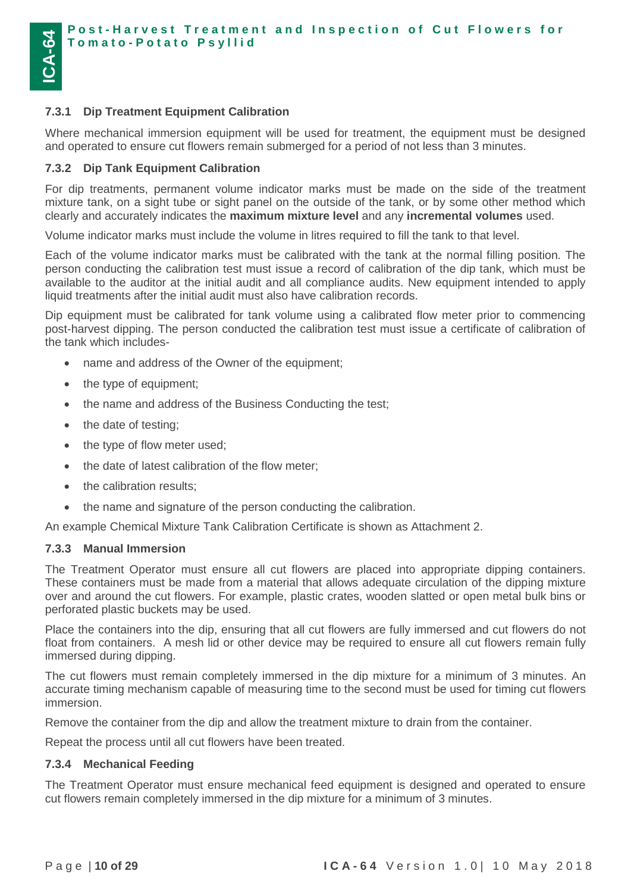### 7.3.1 Dip Treatment Equipment Calibration

Where mechanical immersion equipment will be used for treatment, the equipment must be designed and operated to ensure cut flowers remain submerged for a period of not less than 3 minutes.

### 7.3.2 Dip Tank Equipment Calibration

For dip treatments, permanent volume indicator marks must be made on the side of the treatment mixture tank, on a sight tube or sight panel on the outside of the tank, or by some other method which clearly and accurately indicates the **maximum mixture level** and any **incremental volumes** used.

Volume indicator marks must include the volume in litres required to fill the tank to that level.

Each of the volume indicator marks must be calibrated with the tank at the normal filling position. The person conducting the calibration test must issue a record of calibration of the dip tank, which must be available to the auditor at the initial audit and all compliance audits. New equipment intended to apply liquid treatments after the initial audit must also have calibration records.

Dip equipment must be calibrated for tank volume using a calibrated flow meter prior to commencing post-harvest dipping. The person conducted the calibration test must issue a certificate of calibration of the tank which includes-

- name and address of the Owner of the equipment;
- the type of equipment;
- the name and address of the Business Conducting the test;
- the date of testing;
- the type of flow meter used;
- the date of latest calibration of the flow meter;
- the calibration results;
- the name and signature of the person conducting the calibration.

An example Chemical Mixture Tank Calibration Certificate is shown as Attachment 2.

### 7.3.3 Manual Immersion

The Treatment Operator must ensure all cut flowers are placed into appropriate dipping containers. These containers must be made from a material that allows adequate circulation of the dipping mixture over and around the cut flowers. For example, plastic crates, wooden slatted or open metal bulk bins or perforated plastic buckets may be used.

Place the containers into the dip, ensuring that all cut flowers are fully immersed and cut flowers do not float from containers. A mesh lid or other device may be required to ensure all cut flowers remain fully immersed during dipping.

The cut flowers must remain completely immersed in the dip mixture for a minimum of 3 minutes. An accurate timing mechanism capable of measuring time to the second must be used for timing cut flowers immersion.

Remove the container from the dip and allow the treatment mixture to drain from the container.

Repeat the process until all cut flowers have been treated.

### 7.3.4 Mechanical Feeding

The Treatment Operator must ensure mechanical feed equipment is designed and operated to ensure cut flowers remain completely immersed in the dip mixture for a minimum of 3 minutes.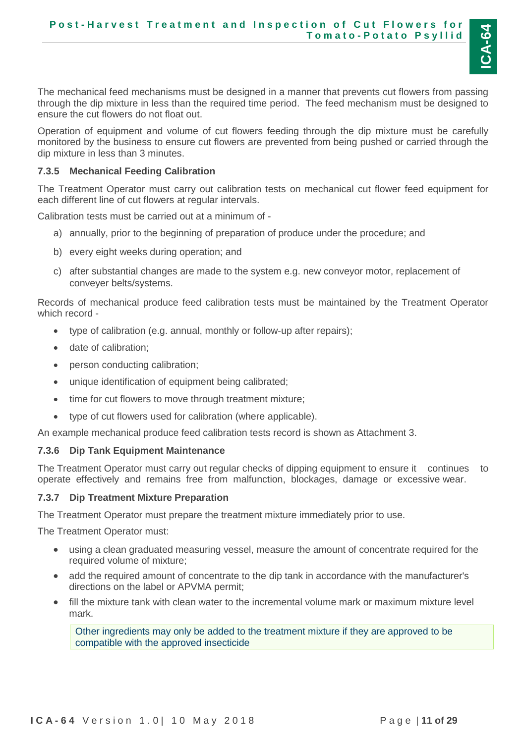The mechanical feed mechanisms must be designed in a manner that prevents cut flowers from passing through the dip mixture in less than the required time period. The feed mechanism must be designed to ensure the cut flowers do not float out.

Operation of equipment and volume of cut flowers feeding through the dip mixture must be carefully monitored by the business to ensure cut flowers are prevented from being pushed or carried through the dip mixture in less than 3 minutes.

### 7.3.5 Mechanical Feeding Calibration

The Treatment Operator must carry out calibration tests on mechanical cut flower feed equipment for each different line of cut flowers at regular intervals.

Calibration tests must be carried out at a minimum of -

a) annually, prior to the beginning of preparation of produce under the procedure; and

b) every eight weeks during operation; and

c) after substantial changes are made to the system e.g. new conveyor motor, replacement of conveyer belts/systems.

Records of mechanical produce feed calibration tests must be maintained by the Treatment Operator which record -

- type of calibration (e.g. annual, monthly or follow-up after repairs);
- date of calibration;
- person conducting calibration;
- unique identification of equipment being calibrated;
- time for cut flowers to move through treatment mixture;
- type of cut flowers used for calibration (where applicable).

An example mechanical produce feed calibration tests record is shown as Attachment 3.

### 7.3.6 Dip Tank Equipment Maintenance

The Treatment Operator must carry out regular checks of dipping equipment to ensure it continues to operate effectively and remains free from malfunction, blockages, damage or excessive wear.

### 7.3.7 Dip Treatment Mixture Preparation

The Treatment Operator must prepare the treatment mixture immediately prior to use.

The Treatment Operator must:

- using a clean graduated measuring vessel, measure the amount of concentrate required for the required volume of mixture;
- add the required amount of concentrate to the dip tank in accordance with the manufacturer's directions on the label or APVMA permit;
- fill the mixture tank with clean water to the incremental volume mark or maximum mixture level mark.

> Other ingredients may only be added to the treatment mixture if they are approved to be compatible with the approved insecticide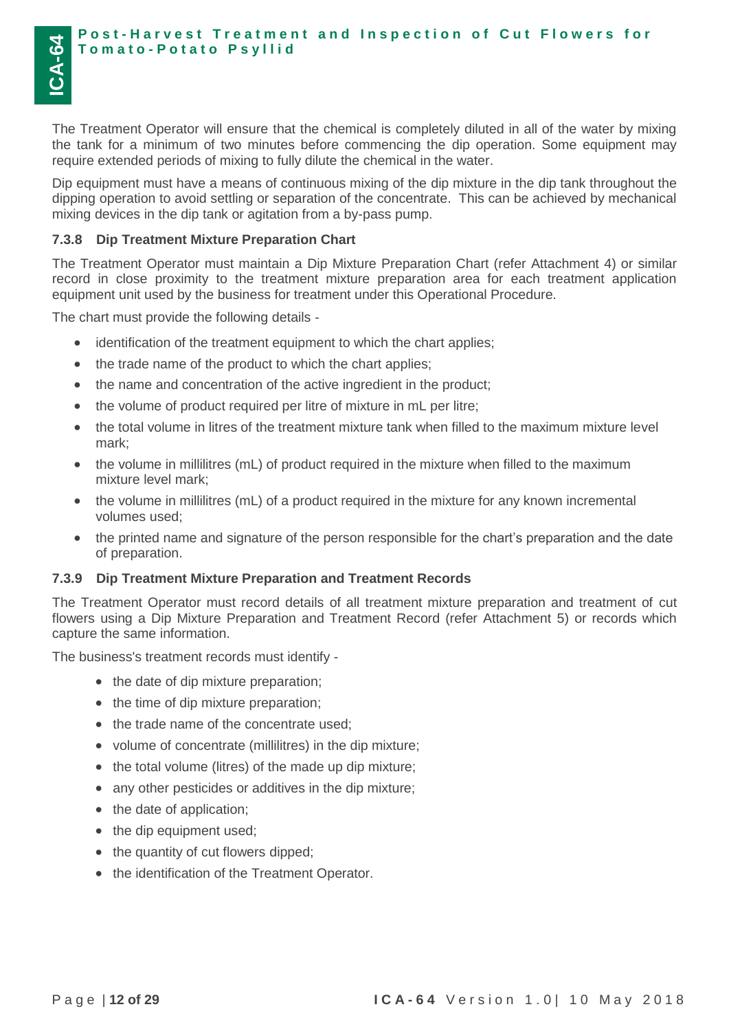The Treatment Operator will ensure that the chemical is completely diluted in all of the water by mixing the tank for a minimum of two minutes before commencing the dip operation. Some equipment may require extended periods of mixing to fully dilute the chemical in the water.

Dip equipment must have a means of continuous mixing of the dip mixture in the dip tank throughout the dipping operation to avoid settling or separation of the concentrate. This can be achieved by mechanical mixing devices in the dip tank or agitation from a by-pass pump.

### 7.3.8 Dip Treatment Mixture Preparation Chart

The Treatment Operator must maintain a Dip Mixture Preparation Chart (refer Attachment 4) or similar record in close proximity to the treatment mixture preparation area for each treatment application equipment unit used by the business for treatment under this Operational Procedure.

The chart must provide the following details -

- identification of the treatment equipment to which the chart applies;
- the trade name of the product to which the chart applies;
- the name and concentration of the active ingredient in the product;
- the volume of product required per litre of mixture in mL per litre;
- the total volume in litres of the treatment mixture tank when filled to the maximum mixture level mark;
- the volume in millilitres (mL) of product required in the mixture when filled to the maximum mixture level mark;
- the volume in millilitres (mL) of a product required in the mixture for any known incremental volumes used;
- the printed name and signature of the person responsible for the chart's preparation and the date of preparation.

### 7.3.9 Dip Treatment Mixture Preparation and Treatment Records

The Treatment Operator must record details of all treatment mixture preparation and treatment of cut flowers using a Dip Mixture Preparation and Treatment Record (refer Attachment 5) or records which capture the same information.

The business's treatment records must identify -

- the date of dip mixture preparation;
- the time of dip mixture preparation;
- the trade name of the concentrate used;
- volume of concentrate (millilitres) in the dip mixture;
- the total volume (litres) of the made up dip mixture;
- any other pesticides or additives in the dip mixture;
- the date of application;
- the dip equipment used;
- the quantity of cut flowers dipped;
- the identification of the Treatment Operator.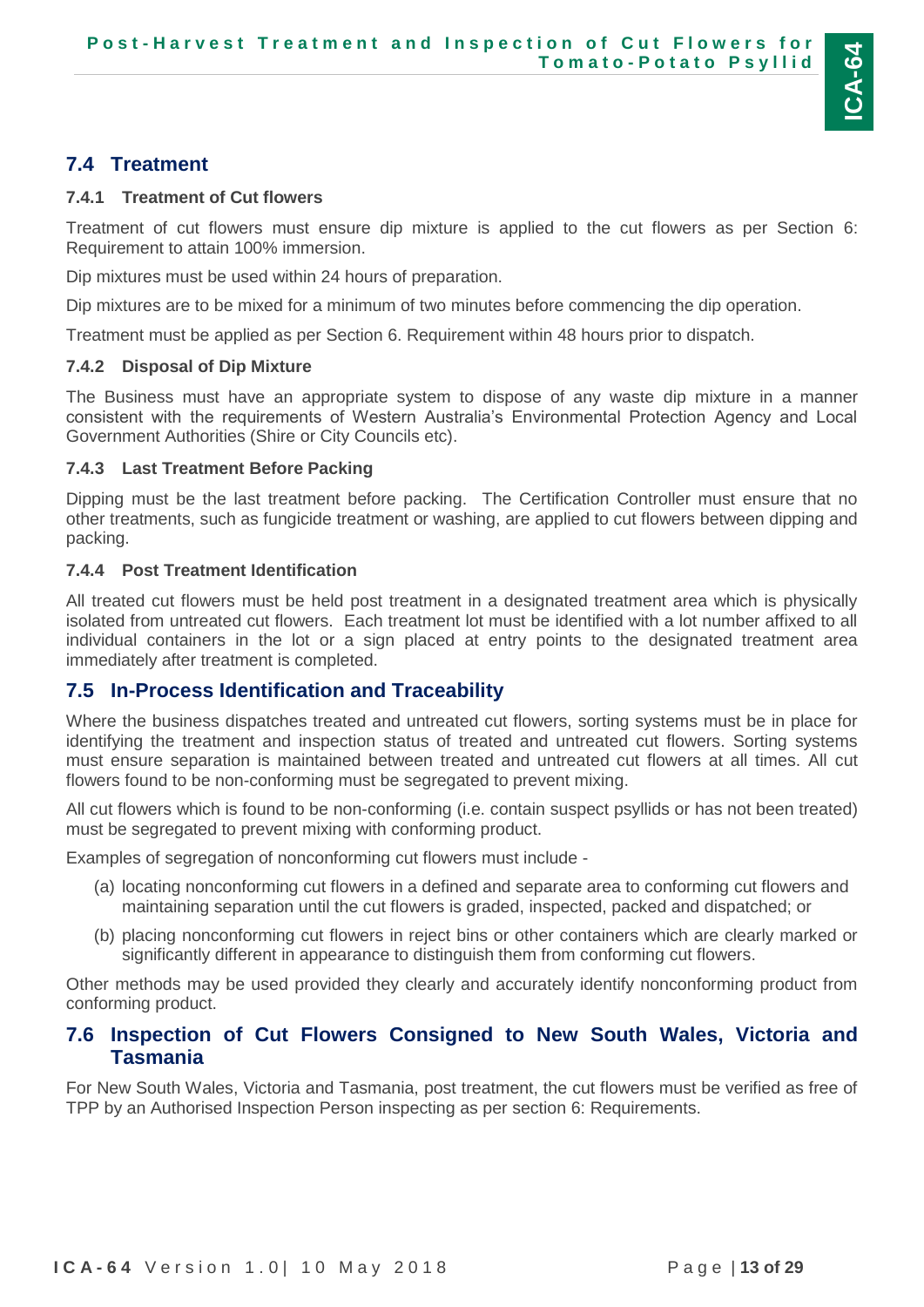## 7.4 Treatment

### 7.4.1 Treatment of Cut flowers

Treatment of cut flowers must ensure dip mixture is applied to the cut flowers as per Section 6: Requirement to attain 100% immersion.

Dip mixtures must be used within 24 hours of preparation.

Dip mixtures are to be mixed for a minimum of two minutes before commencing the dip operation.

Treatment must be applied as per Section 6. Requirement within 48 hours prior to dispatch.

### 7.4.2 Disposal of Dip Mixture

The Business must have an appropriate system to dispose of any waste dip mixture in a manner consistent with the requirements of Western Australia's Environmental Protection Agency and Local Government Authorities (Shire or City Councils etc).

### 7.4.3 Last Treatment Before Packing

Dipping must be the last treatment before packing. The Certification Controller must ensure that no other treatments, such as fungicide treatment or washing, are applied to cut flowers between dipping and packing.

### 7.4.4 Post Treatment Identification

All treated cut flowers must be held post treatment in a designated treatment area which is physically isolated from untreated cut flowers. Each treatment lot must be identified with a lot number affixed to all individual containers in the lot or a sign placed at entry points to the designated treatment area immediately after treatment is completed.

## 7.5 In-Process Identification and Traceability

Where the business dispatches treated and untreated cut flowers, sorting systems must be in place for identifying the treatment and inspection status of treated and untreated cut flowers. Sorting systems must ensure separation is maintained between treated and untreated cut flowers at all times. All cut flowers found to be non-conforming must be segregated to prevent mixing.

All cut flowers which is found to be non-conforming (i.e. contain suspect psyllids or has not been treated) must be segregated to prevent mixing with conforming product.

Examples of segregation of nonconforming cut flowers must include -

(a) locating nonconforming cut flowers in a defined and separate area to conforming cut flowers and maintaining separation until the cut flowers is graded, inspected, packed and dispatched; or

(b) placing nonconforming cut flowers in reject bins or other containers which are clearly marked or significantly different in appearance to distinguish them from conforming cut flowers.

Other methods may be used provided they clearly and accurately identify nonconforming product from conforming product.

## 7.6 Inspection of Cut Flowers Consigned to New South Wales, Victoria and Tasmania

For New South Wales, Victoria and Tasmania, post treatment, the cut flowers must be verified as free of TPP by an Authorised Inspection Person inspecting as per section 6: Requirements.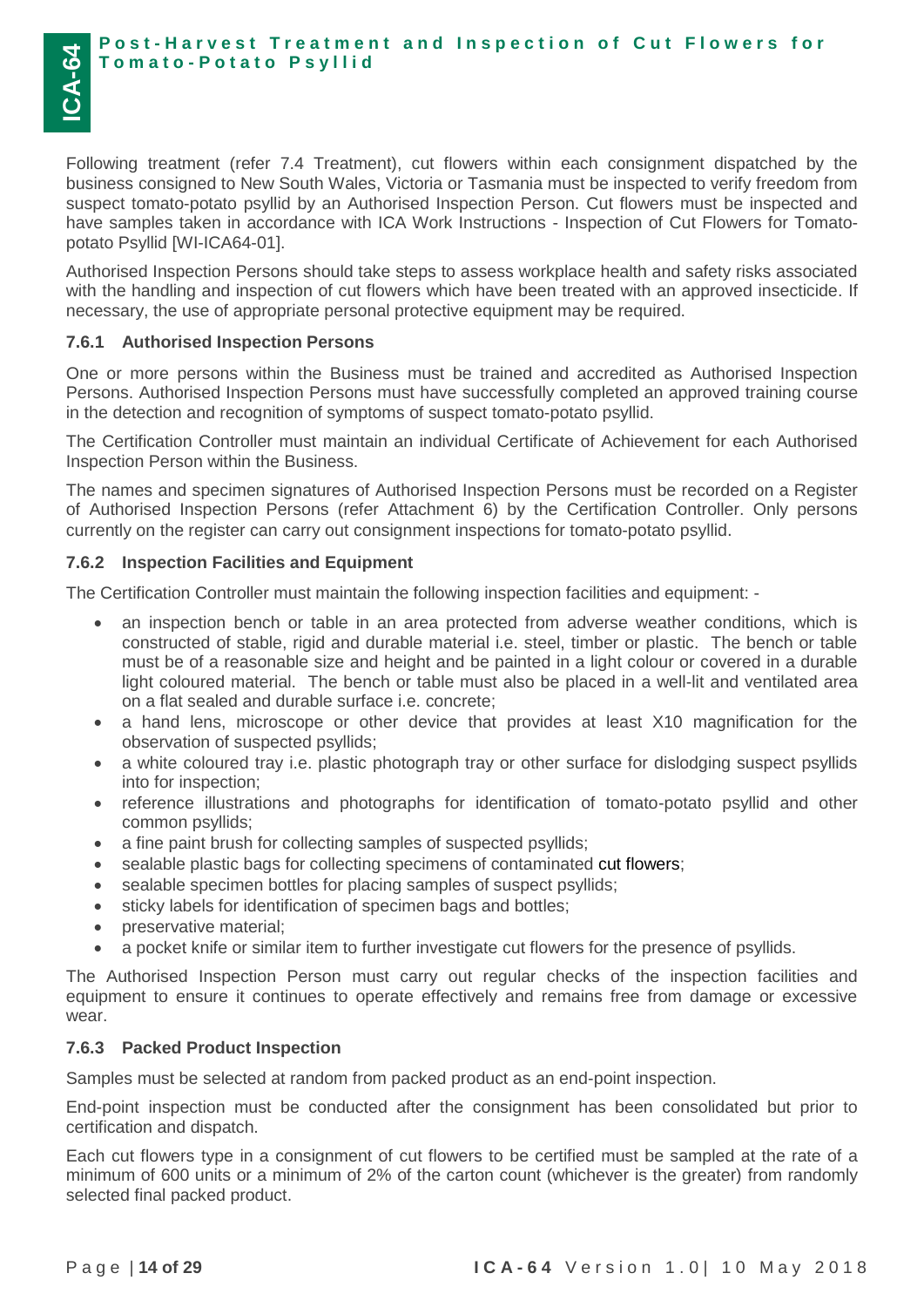Following treatment (refer 7.4 Treatment), cut flowers within each consignment dispatched by the business consigned to New South Wales, Victoria or Tasmania must be inspected to verify freedom from suspect tomato-potato psyllid by an Authorised Inspection Person. Cut flowers must be inspected and have samples taken in accordance with ICA Work Instructions - Inspection of Cut Flowers for Tomato-potato Psyllid [WI-ICA64-01].

Authorised Inspection Persons should take steps to assess workplace health and safety risks associated with the handling and inspection of cut flowers which have been treated with an approved insecticide. If necessary, the use of appropriate personal protective equipment may be required.

### 7.6.1 Authorised Inspection Persons

One or more persons within the Business must be trained and accredited as Authorised Inspection Persons. Authorised Inspection Persons must have successfully completed an approved training course in the detection and recognition of symptoms of suspect tomato-potato psyllid.

The Certification Controller must maintain an individual Certificate of Achievement for each Authorised Inspection Person within the Business.

The names and specimen signatures of Authorised Inspection Persons must be recorded on a Register of Authorised Inspection Persons (refer Attachment 6) by the Certification Controller. Only persons currently on the register can carry out consignment inspections for tomato-potato psyllid.

### 7.6.2 Inspection Facilities and Equipment

The Certification Controller must maintain the following inspection facilities and equipment: -

- an inspection bench or table in an area protected from adverse weather conditions, which is constructed of stable, rigid and durable material i.e. steel, timber or plastic. The bench or table must be of a reasonable size and height and be painted in a light colour or covered in a durable light coloured material. The bench or table must also be placed in a well-lit and ventilated area on a flat sealed and durable surface i.e. concrete;
- a hand lens, microscope or other device that provides at least X10 magnification for the observation of suspected psyllids;
- a white coloured tray i.e. plastic photograph tray or other surface for dislodging suspect psyllids into for inspection;
- reference illustrations and photographs for identification of tomato-potato psyllid and other common psyllids;
- a fine paint brush for collecting samples of suspected psyllids;
- sealable plastic bags for collecting specimens of contaminated cut flowers;
- sealable specimen bottles for placing samples of suspect psyllids;
- sticky labels for identification of specimen bags and bottles;
- preservative material;
- a pocket knife or similar item to further investigate cut flowers for the presence of psyllids.

The Authorised Inspection Person must carry out regular checks of the inspection facilities and equipment to ensure it continues to operate effectively and remains free from damage or excessive wear.

### 7.6.3 Packed Product Inspection

Samples must be selected at random from packed product as an end-point inspection.

End-point inspection must be conducted after the consignment has been consolidated but prior to certification and dispatch.

Each cut flowers type in a consignment of cut flowers to be certified must be sampled at the rate of a minimum of 600 units or a minimum of 2% of the carton count (whichever is the greater) from randomly selected final packed product.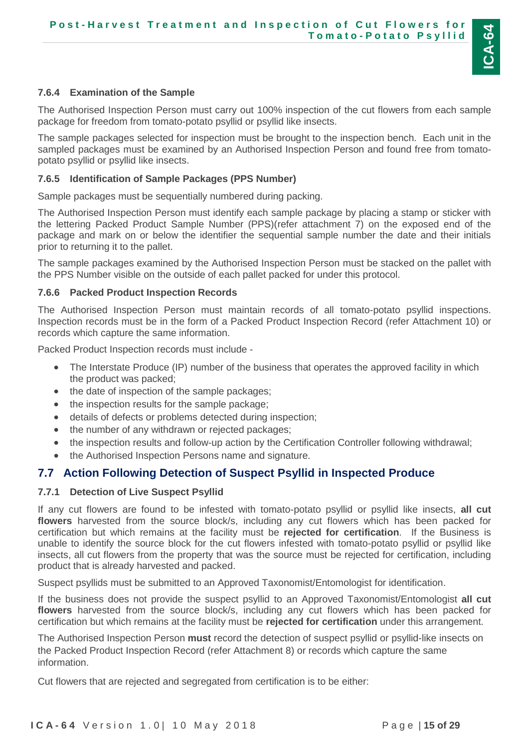#### 7.6.4 Examination of the Sample

The Authorised Inspection Person must carry out 100% inspection of the cut flowers from each sample package for freedom from tomato-potato psyllid or psyllid like insects.

The sample packages selected for inspection must be brought to the inspection bench. Each unit in the sampled packages must be examined by an Authorised Inspection Person and found free from tomato-potato psyllid or psyllid like insects.

#### 7.6.5 Identification of Sample Packages (PPS Number)

Sample packages must be sequentially numbered during packing.

The Authorised Inspection Person must identify each sample package by placing a stamp or sticker with the lettering Packed Product Sample Number (PPS)(refer attachment 7) on the exposed end of the package and mark on or below the identifier the sequential sample number the date and their initials prior to returning it to the pallet.

The sample packages examined by the Authorised Inspection Person must be stacked on the pallet with the PPS Number visible on the outside of each pallet packed for under this protocol.

#### 7.6.6 Packed Product Inspection Records

The Authorised Inspection Person must maintain records of all tomato-potato psyllid inspections. Inspection records must be in the form of a Packed Product Inspection Record (refer Attachment 10) or records which capture the same information.

Packed Product Inspection records must include -

- The Interstate Produce (IP) number of the business that operates the approved facility in which the product was packed;
- the date of inspection of the sample packages;
- the inspection results for the sample package;
- details of defects or problems detected during inspection;
- the number of any withdrawn or rejected packages;
- the inspection results and follow-up action by the Certification Controller following withdrawal;
- the Authorised Inspection Persons name and signature.

### 7.7 Action Following Detection of Suspect Psyllid in Inspected Produce

#### 7.7.1 Detection of Live Suspect Psyllid

If any cut flowers are found to be infested with tomato-potato psyllid or psyllid like insects, **all cut flowers** harvested from the source block/s, including any cut flowers which has been packed for certification but which remains at the facility must be **rejected for certification**. If the Business is unable to identify the source block for the cut flowers infested with tomato-potato psyllid or psyllid like insects, all cut flowers from the property that was the source must be rejected for certification, including product that is already harvested and packed.

Suspect psyllids must be submitted to an Approved Taxonomist/Entomologist for identification.

If the business does not provide the suspect psyllid to an Approved Taxonomist/Entomologist **all cut flowers** harvested from the source block/s, including any cut flowers which has been packed for certification but which remains at the facility must be **rejected for certification** under this arrangement.

The Authorised Inspection Person **must** record the detection of suspect psyllid or psyllid-like insects on the Packed Product Inspection Record (refer Attachment 8) or records which capture the same information.

Cut flowers that are rejected and segregated from certification is to be either: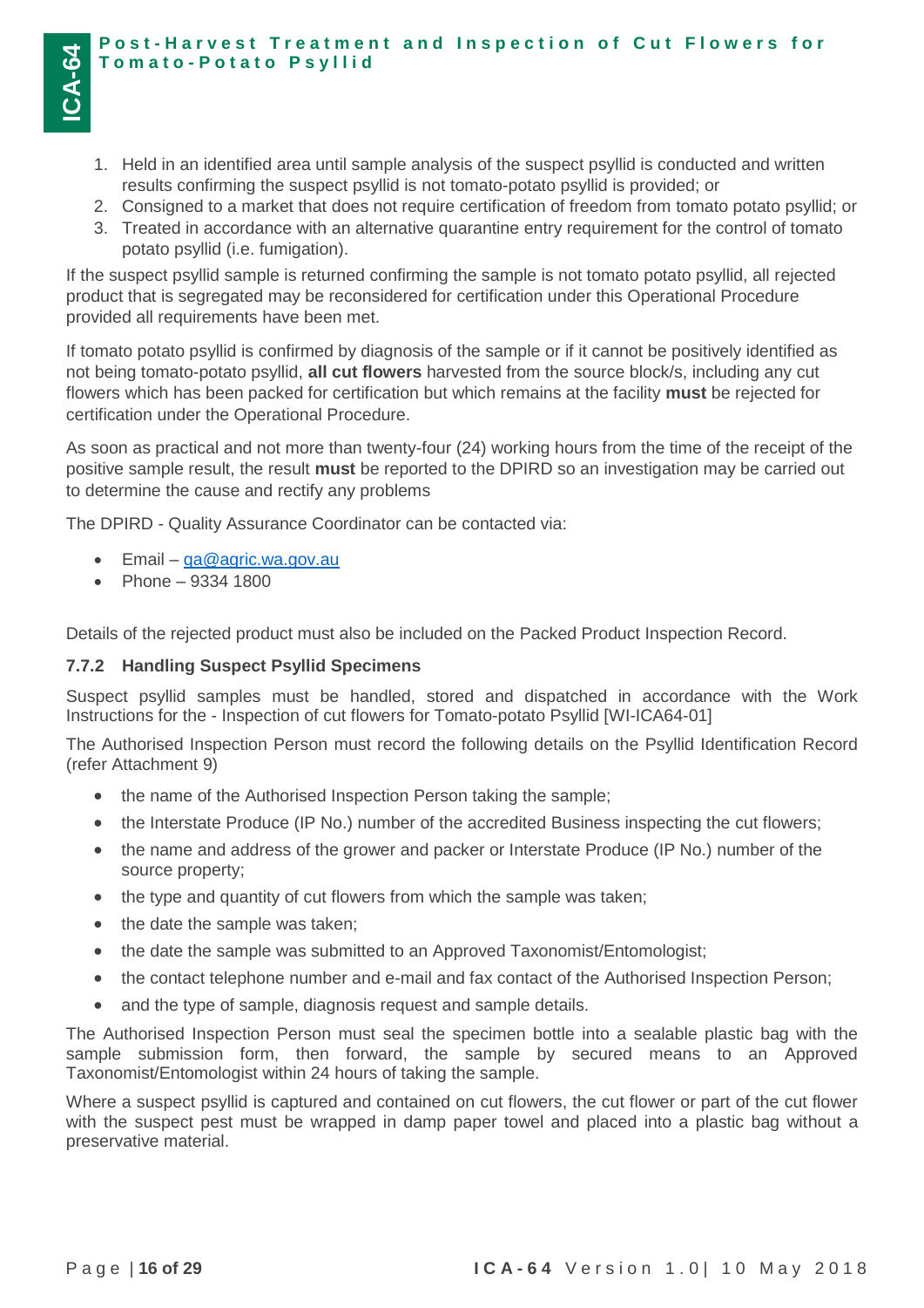1. Held in an identified area until sample analysis of the suspect psyllid is conducted and written results confirming the suspect psyllid is not tomato-potato psyllid is provided; or
2. Consigned to a market that does not require certification of freedom from tomato potato psyllid; or
3. Treated in accordance with an alternative quarantine entry requirement for the control of tomato potato psyllid (i.e. fumigation).

If the suspect psyllid sample is returned confirming the sample is not tomato potato psyllid, all rejected product that is segregated may be reconsidered for certification under this Operational Procedure provided all requirements have been met.

If tomato potato psyllid is confirmed by diagnosis of the sample or if it cannot be positively identified as not being tomato-potato psyllid, **all cut flowers** harvested from the source block/s, including any cut flowers which has been packed for certification but which remains at the facility **must** be rejected for certification under the Operational Procedure.

As soon as practical and not more than twenty-four (24) working hours from the time of the receipt of the positive sample result, the result **must** be reported to the DPIRD so an investigation may be carried out to determine the cause and rectify any problems

The DPIRD - Quality Assurance Coordinator can be contacted via:

- Email – qa@agric.wa.gov.au
- Phone – 9334 1800

Details of the rejected product must also be included on the Packed Product Inspection Record.

### 7.7.2 Handling Suspect Psyllid Specimens

Suspect psyllid samples must be handled, stored and dispatched in accordance with the Work Instructions for the - Inspection of cut flowers for Tomato-potato Psyllid [WI-ICA64-01]

The Authorised Inspection Person must record the following details on the Psyllid Identification Record (refer Attachment 9)

- the name of the Authorised Inspection Person taking the sample;
- the Interstate Produce (IP No.) number of the accredited Business inspecting the cut flowers;
- the name and address of the grower and packer or Interstate Produce (IP No.) number of the source property;
- the type and quantity of cut flowers from which the sample was taken;
- the date the sample was taken;
- the date the sample was submitted to an Approved Taxonomist/Entomologist;
- the contact telephone number and e-mail and fax contact of the Authorised Inspection Person;
- and the type of sample, diagnosis request and sample details.

The Authorised Inspection Person must seal the specimen bottle into a sealable plastic bag with the sample submission form, then forward, the sample by secured means to an Approved Taxonomist/Entomologist within 24 hours of taking the sample.

Where a suspect psyllid is captured and contained on cut flowers, the cut flower or part of the cut flower with the suspect pest must be wrapped in damp paper towel and placed into a plastic bag without a preservative material.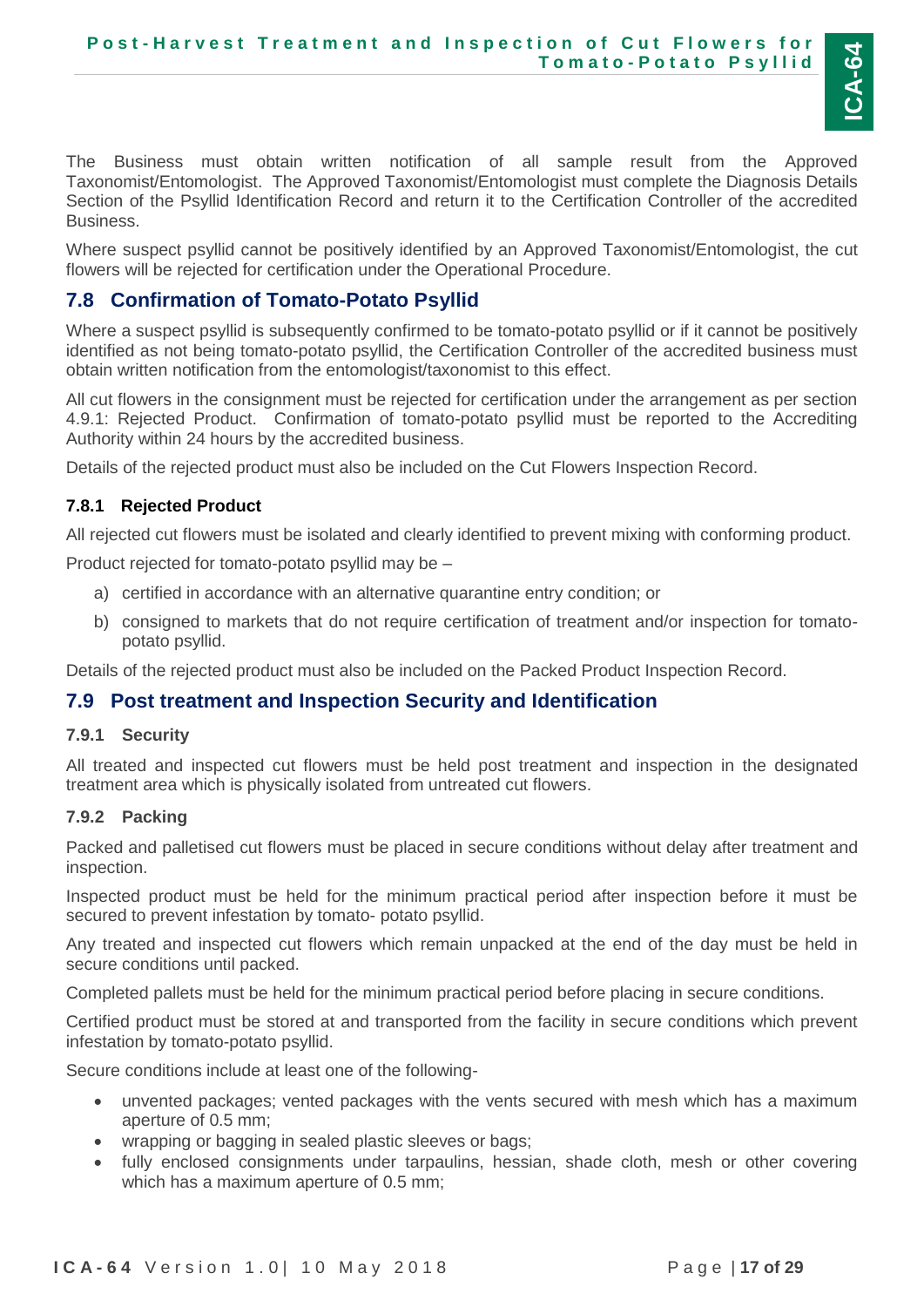The Business must obtain written notification of all sample result from the Approved Taxonomist/Entomologist. The Approved Taxonomist/Entomologist must complete the Diagnosis Details Section of the Psyllid Identification Record and return it to the Certification Controller of the accredited Business.

Where suspect psyllid cannot be positively identified by an Approved Taxonomist/Entomologist, the cut flowers will be rejected for certification under the Operational Procedure.

## 7.8 Confirmation of Tomato-Potato Psyllid

Where a suspect psyllid is subsequently confirmed to be tomato-potato psyllid or if it cannot be positively identified as not being tomato-potato psyllid, the Certification Controller of the accredited business must obtain written notification from the entomologist/taxonomist to this effect.

All cut flowers in the consignment must be rejected for certification under the arrangement as per section 4.9.1: Rejected Product. Confirmation of tomato-potato psyllid must be reported to the Accrediting Authority within 24 hours by the accredited business.

Details of the rejected product must also be included on the Cut Flowers Inspection Record.

### 7.8.1 Rejected Product

All rejected cut flowers must be isolated and clearly identified to prevent mixing with conforming product.

Product rejected for tomato-potato psyllid may be –

a) certified in accordance with an alternative quarantine entry condition; or

b) consigned to markets that do not require certification of treatment and/or inspection for tomato-potato psyllid.

Details of the rejected product must also be included on the Packed Product Inspection Record.

## 7.9 Post treatment and Inspection Security and Identification

### 7.9.1 Security

All treated and inspected cut flowers must be held post treatment and inspection in the designated treatment area which is physically isolated from untreated cut flowers.

### 7.9.2 Packing

Packed and palletised cut flowers must be placed in secure conditions without delay after treatment and inspection.

Inspected product must be held for the minimum practical period after inspection before it must be secured to prevent infestation by tomato- potato psyllid.

Any treated and inspected cut flowers which remain unpacked at the end of the day must be held in secure conditions until packed.

Completed pallets must be held for the minimum practical period before placing in secure conditions.

Certified product must be stored at and transported from the facility in secure conditions which prevent infestation by tomato-potato psyllid.

Secure conditions include at least one of the following-

- unvented packages; vented packages with the vents secured with mesh which has a maximum aperture of 0.5 mm;
- wrapping or bagging in sealed plastic sleeves or bags;
- fully enclosed consignments under tarpaulins, hessian, shade cloth, mesh or other covering which has a maximum aperture of 0.5 mm;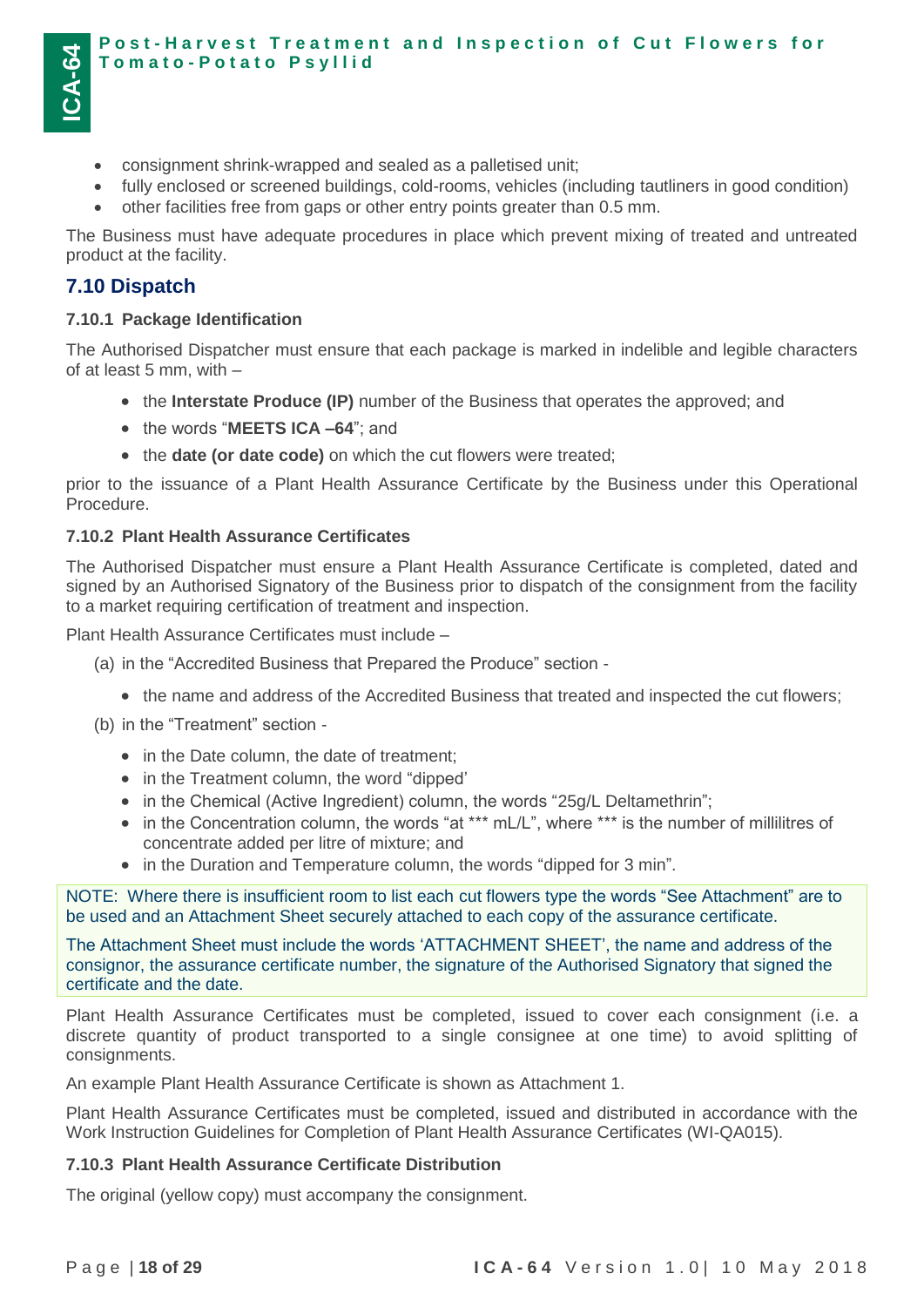- consignment shrink-wrapped and sealed as a palletised unit;
- fully enclosed or screened buildings, cold-rooms, vehicles (including tautliners in good condition)
- other facilities free from gaps or other entry points greater than 0.5 mm.

The Business must have adequate procedures in place which prevent mixing of treated and untreated product at the facility.

## 7.10 Dispatch

### 7.10.1 Package Identification

The Authorised Dispatcher must ensure that each package is marked in indelible and legible characters of at least 5 mm, with –

- the **Interstate Produce (IP)** number of the Business that operates the approved; and
- the words "**MEETS ICA –64**"; and
- the **date (or date code)** on which the cut flowers were treated;

prior to the issuance of a Plant Health Assurance Certificate by the Business under this Operational Procedure.

### 7.10.2 Plant Health Assurance Certificates

The Authorised Dispatcher must ensure a Plant Health Assurance Certificate is completed, dated and signed by an Authorised Signatory of the Business prior to dispatch of the consignment from the facility to a market requiring certification of treatment and inspection.

Plant Health Assurance Certificates must include –

(a) in the "Accredited Business that Prepared the Produce" section -

- the name and address of the Accredited Business that treated and inspected the cut flowers;

(b) in the "Treatment" section -

- in the Date column, the date of treatment;
- in the Treatment column, the word "dipped'
- in the Chemical (Active Ingredient) column, the words "25g/L Deltamethrin";
- in the Concentration column, the words "at *** mL/L", where *** is the number of millilitres of concentrate added per litre of mixture; and
- in the Duration and Temperature column, the words "dipped for 3 min".

NOTE: Where there is insufficient room to list each cut flowers type the words "See Attachment" are to be used and an Attachment Sheet securely attached to each copy of the assurance certificate.

The Attachment Sheet must include the words 'ATTACHMENT SHEET', the name and address of the consignor, the assurance certificate number, the signature of the Authorised Signatory that signed the certificate and the date.

Plant Health Assurance Certificates must be completed, issued to cover each consignment (i.e. a discrete quantity of product transported to a single consignee at one time) to avoid splitting of consignments.

An example Plant Health Assurance Certificate is shown as Attachment 1.

Plant Health Assurance Certificates must be completed, issued and distributed in accordance with the Work Instruction Guidelines for Completion of Plant Health Assurance Certificates (WI-QA015).

### 7.10.3 Plant Health Assurance Certificate Distribution

The original (yellow copy) must accompany the consignment.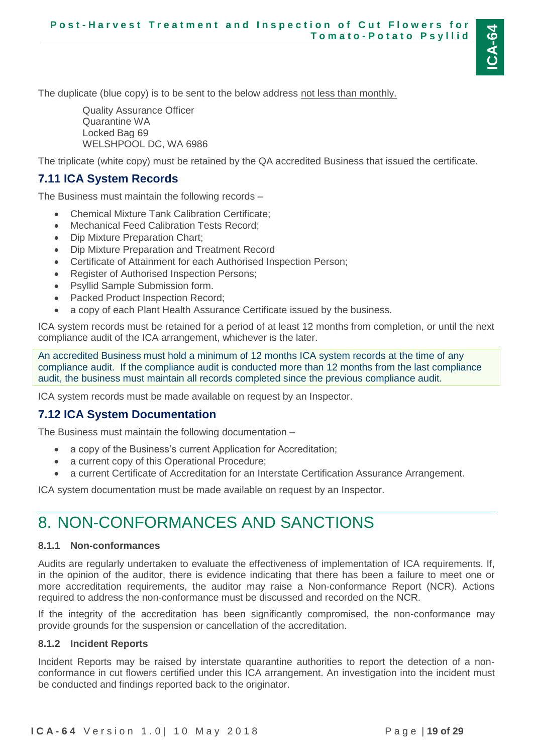The duplicate (blue copy) is to be sent to the below address not less than monthly.

Quality Assurance Officer
Quarantine WA
Locked Bag 69
WELSHPOOL DC, WA 6986

The triplicate (white copy) must be retained by the QA accredited Business that issued the certificate.

## 7.11 ICA System Records

The Business must maintain the following records –

- Chemical Mixture Tank Calibration Certificate;
- Mechanical Feed Calibration Tests Record;
- Dip Mixture Preparation Chart;
- Dip Mixture Preparation and Treatment Record
- Certificate of Attainment for each Authorised Inspection Person;
- Register of Authorised Inspection Persons;
- Psyllid Sample Submission form.
- Packed Product Inspection Record;
- a copy of each Plant Health Assurance Certificate issued by the business.

ICA system records must be retained for a period of at least 12 months from completion, or until the next compliance audit of the ICA arrangement, whichever is the later.

An accredited Business must hold a minimum of 12 months ICA system records at the time of any compliance audit. If the compliance audit is conducted more than 12 months from the last compliance audit, the business must maintain all records completed since the previous compliance audit.

ICA system records must be made available on request by an Inspector.

## 7.12 ICA System Documentation

The Business must maintain the following documentation –

- a copy of the Business's current Application for Accreditation;
- a current copy of this Operational Procedure;
- a current Certificate of Accreditation for an Interstate Certification Assurance Arrangement.

ICA system documentation must be made available on request by an Inspector.

# 8. NON-CONFORMANCES AND SANCTIONS

#### 8.1.1 Non-conformances

Audits are regularly undertaken to evaluate the effectiveness of implementation of ICA requirements. If, in the opinion of the auditor, there is evidence indicating that there has been a failure to meet one or more accreditation requirements, the auditor may raise a Non-conformance Report (NCR). Actions required to address the non-conformance must be discussed and recorded on the NCR.

If the integrity of the accreditation has been significantly compromised, the non-conformance may provide grounds for the suspension or cancellation of the accreditation.

#### 8.1.2 Incident Reports

Incident Reports may be raised by interstate quarantine authorities to report the detection of a non-conformance in cut flowers certified under this ICA arrangement. An investigation into the incident must be conducted and findings reported back to the originator.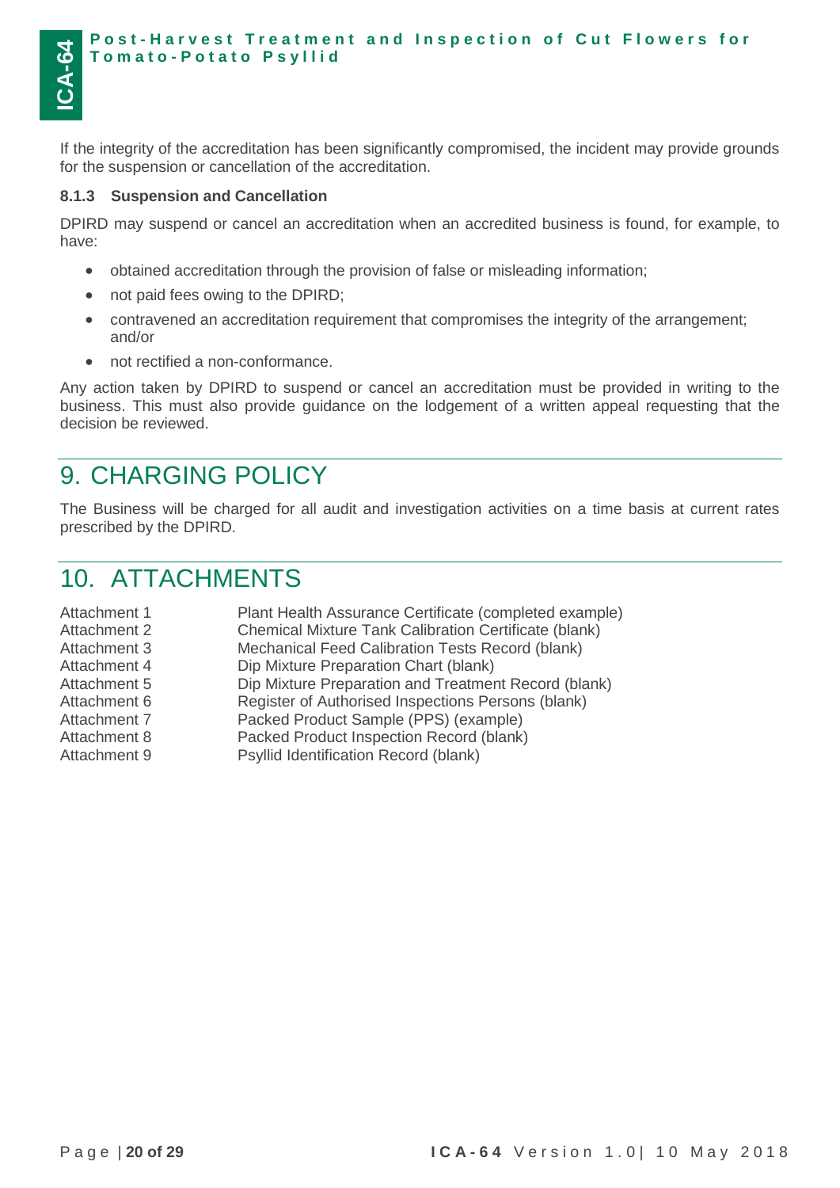If the integrity of the accreditation has been significantly compromised, the incident may provide grounds for the suspension or cancellation of the accreditation.

#### 8.1.3 Suspension and Cancellation

DPIRD may suspend or cancel an accreditation when an accredited business is found, for example, to have:

- obtained accreditation through the provision of false or misleading information;
- not paid fees owing to the DPIRD;
- contravened an accreditation requirement that compromises the integrity of the arrangement; and/or
- not rectified a non-conformance.

Any action taken by DPIRD to suspend or cancel an accreditation must be provided in writing to the business. This must also provide guidance on the lodgement of a written appeal requesting that the decision be reviewed.

# 9. CHARGING POLICY

The Business will be charged for all audit and investigation activities on a time basis at current rates prescribed by the DPIRD.

# 10. ATTACHMENTS

| | |
|---|---|
| Attachment 1 | Plant Health Assurance Certificate (completed example) |
| Attachment 2 | Chemical Mixture Tank Calibration Certificate (blank) |
| Attachment 3 | Mechanical Feed Calibration Tests Record (blank) |
| Attachment 4 | Dip Mixture Preparation Chart (blank) |
| Attachment 5 | Dip Mixture Preparation and Treatment Record (blank) |
| Attachment 6 | Register of Authorised Inspections Persons (blank) |
| Attachment 7 | Packed Product Sample (PPS) (example) |
| Attachment 8 | Packed Product Inspection Record (blank) |
| Attachment 9 | Psyllid Identification Record (blank) |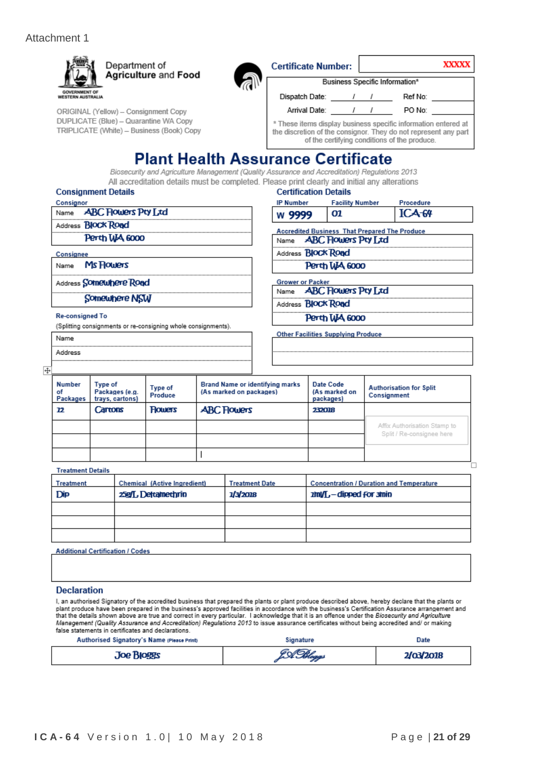Attachment 1

Department of **Agriculture and Food**

GOVERNMENT OF WESTERN AUSTRALIA

ORIGINAL (Yellow) – Consignment Copy
DUPLICATE (Blue) – Quarantine WA Copy
TRIPLICATE (White) – Business (Book) Copy

**Certificate Number:** XXXXX

| Business Specific Information* | | | |
|---|---|---|---|
| Dispatch Date: | / / | Ref No: | |
| Arrival Date: | / / | PO No: | |

* These items display business specific information entered at the discretion of the consignor. They do not represent any part of the certifying conditions of the produce.

# Plant Health Assurance Certificate

*Biosecurity and Agriculture Management (Quality Assurance and Accreditation) Regulations 2013*

All accreditation details must be completed. Please print clearly and initial any alterations

## Consignment Details

**Consignor**

| | |
|---|---|
| Name | ABC Flowers Pty Ltd |
| Address | Block Road |
| | Perth WA 6000 |

**Consignee**

| | |
|---|---|
| Name | Ms Flowers |
| Address | Somewhere Road |
| | Somewhere NSW |

**Re-consigned To**

(Splitting consignments or re-consigning whole consignments).

| | |
|---|---|
| Name | |
| Address | |
| | |

## Certification Details

| IP Number | Facility Number | Procedure |
|---|---|---|
| W 9999 | 01 | ICA-64 |

**Accredited Business That Prepared The Produce**

| | |
|---|---|
| Name | ABC Flowers Pty Ltd |
| Address | Block Road |
| | Perth WA 6000 |

**Grower or Packer**

| | |
|---|---|
| Name | ABC Flowers Pty Ltd |
| Address | Block Road |
| | Perth WA 6000 |

**Other Facilities Supplying Produce**

| |
|---|
| |
| |

| Number of Packages | Type of Packages (e.g. trays, cartons) | Type of Produce | Brand Name or identifying marks (As marked on packages) | Date Code (As marked on packages) | Authorisation for Split Consignment |
|---|---|---|---|---|---|
| 12 | Cartons | Flowers | ABC Flowers | 232018 | Affix Authorisation Stamp to Split / Re-consignee here |
| | | | | | |
| | | | | | |
| | | | \| | | |

**Treatment Details**

| Treatment | Chemical (Active Ingredient) | Treatment Date | Concentration / Duration and Temperature |
|---|---|---|---|
| Dip | 25g/L Deltamethrin | 1/3/2018 | 1ml/L – dipped for 3min |
| | | | |
| | | | |
| | | | |

**Additional Certification / Codes**

| |
|---|
| |

## Declaration

I, an authorised Signatory of the accredited business that prepared the plants or plant produce described above, hereby declare that the plants or plant produce have been prepared in the business's approved facilities in accordance with the business's Certification Assurance arrangement and that the details shown above are true and correct in every particular. I acknowledge that it is an offence under the *Biosecurity and Agriculture Management (Quality Assurance and Accreditation) Regulations 2013* to issue assurance certificates without being accredited and/ or making false statements in certificates and declarations.

| Authorised Signatory's Name (Please Print) | Signature | Date |
|---|---|---|
| Joe Bloggs | JA Bloggs | 2/03/2018 |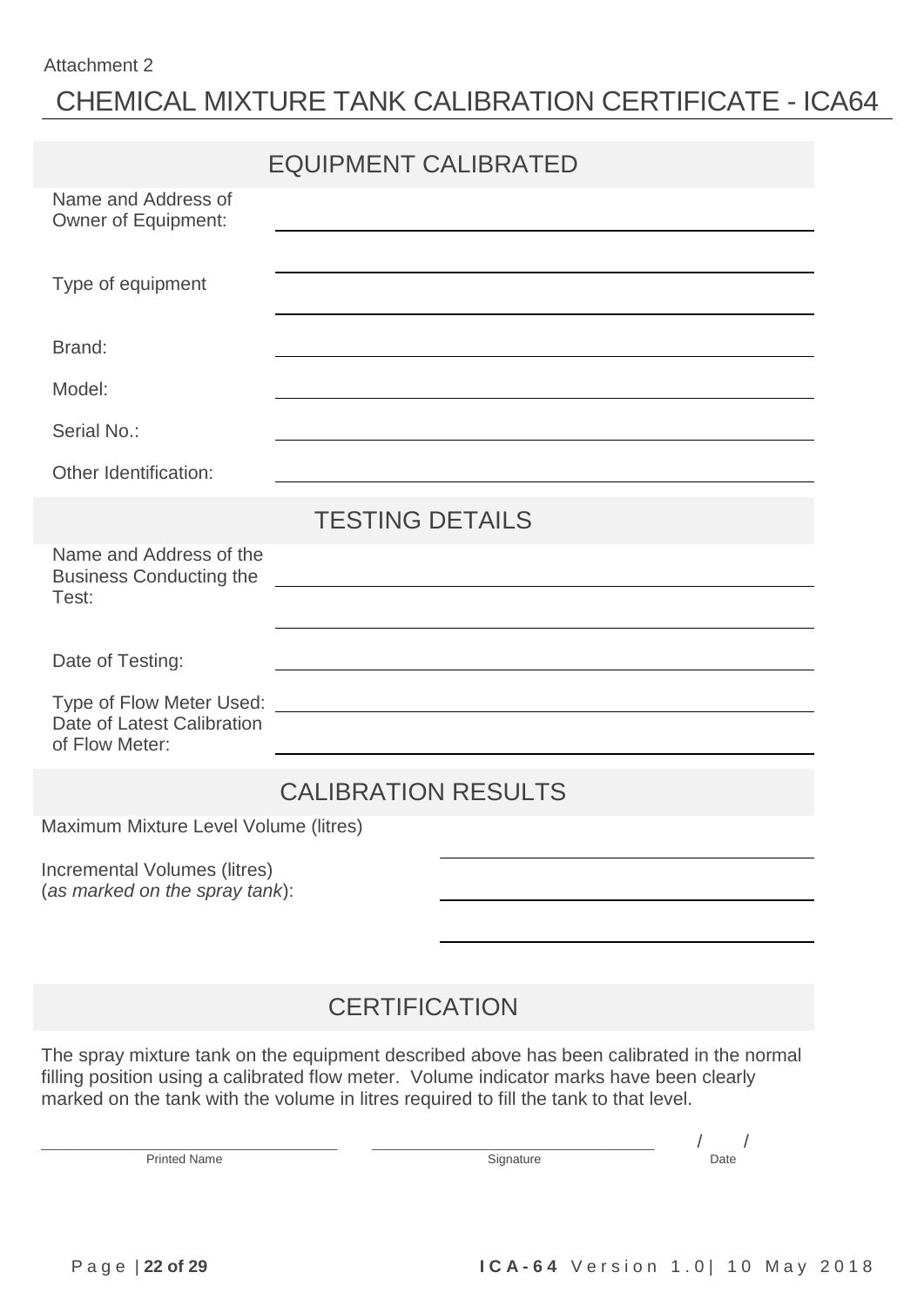Attachment 2

# CHEMICAL MIXTURE TANK CALIBRATION CERTIFICATE - ICA64

## EQUIPMENT CALIBRATED

Name and Address of Owner of Equipment: ______________________________

______________________________

Type of equipment ______________________________

______________________________

Brand: ______________________________

Model: ______________________________

Serial No.: ______________________________

Other Identification: ______________________________

## TESTING DETAILS

Name and Address of the Business Conducting the Test: ______________________________

______________________________

Date of Testing: ______________________________

Type of Flow Meter Used: ______________________________

Date of Latest Calibration of Flow Meter: ______________________________

## CALIBRATION RESULTS

Maximum Mixture Level Volume (litres) ______________________________

Incremental Volumes (litres) (*as marked on the spray tank*): ______________________________

______________________________

## CERTIFICATION

The spray mixture tank on the equipment described above has been calibrated in the normal filling position using a calibrated flow meter. Volume indicator marks have been clearly marked on the tank with the volume in litres required to fill the tank to that level.

| ______________________ | ______________________ | / / |
|---|---|---|
| Printed Name | Signature | Date |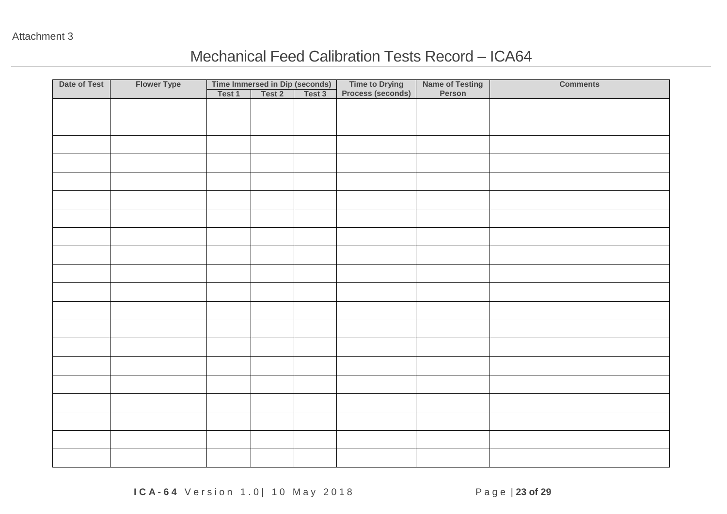Attachment 3

# Mechanical Feed Calibration Tests Record – ICA64

| Date of Test | Flower Type | Time Immersed in Dip (seconds) | | | Time to Drying Process (seconds) | Name of Testing Person | Comments |
|---|---|---|---|---|---|---|---|
| | | Test 1 | Test 2 | Test 3 | | | |
| | | | | | | | |
| | | | | | | | |
| | | | | | | | |
| | | | | | | | |
| | | | | | | | |
| | | | | | | | |
| | | | | | | | |
| | | | | | | | |
| | | | | | | | |
| | | | | | | | |
| | | | | | | | |
| | | | | | | | |
| | | | | | | | |
| | | | | | | | |
| | | | | | | | |
| | | | | | | | |
| | | | | | | | |
| | | | | | | | |
| | | | | | | | |
| | | | | | | | |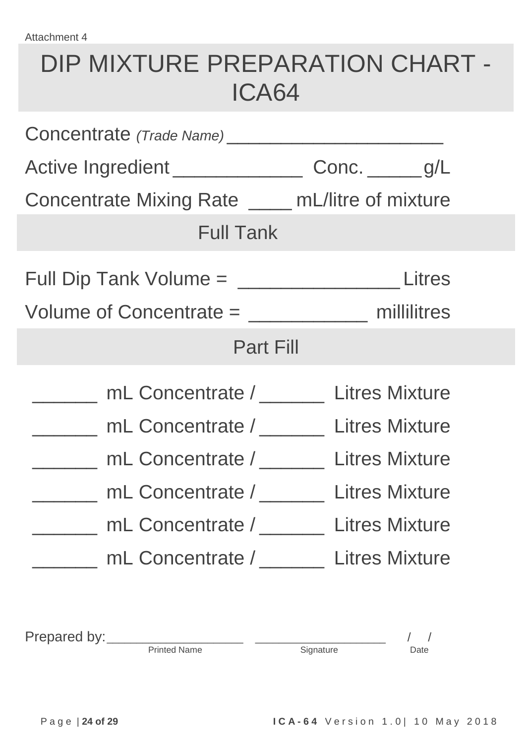Attachment 4

# DIP MIXTURE PREPARATION CHART - ICA64

Concentrate *(Trade Name)* ____________________

Active Ingredient ____________ Conc. _____ g/L

Concentrate Mixing Rate ____ mL/litre of mixture

## Full Tank

Full Dip Tank Volume = _______________ Litres

Volume of Concentrate = ___________ millilitres

## Part Fill

______ mL Concentrate / ______ Litres Mixture

______ mL Concentrate / ______ Litres Mixture

______ mL Concentrate / ______ Litres Mixture

______ mL Concentrate / ______ Litres Mixture

______ mL Concentrate / ______ Litres Mixture

______ mL Concentrate / ______ Litres Mixture

Prepared by: __________________ __________________ / /

Printed Name Signature Date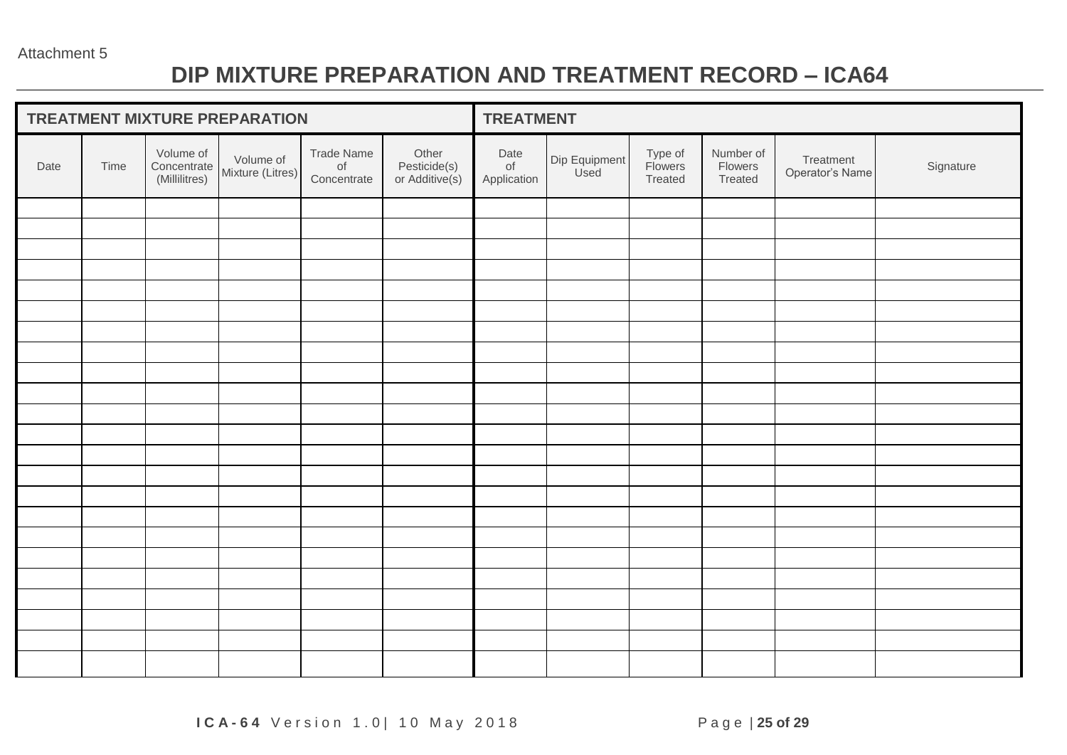Attachment 5

# DIP MIXTURE PREPARATION AND TREATMENT RECORD – ICA64

| TREATMENT MIXTURE PREPARATION | | | | | | TREATMENT | | | | | |
|---|---|---|---|---|---|---|---|---|---|---|---|
| Date | Time | Volume of Concentrate (Millilitres) | Volume of Mixture (Litres) | Trade Name of Concentrate | Other Pesticide(s) or Additive(s) | Date of Application | Dip Equipment Used | Type of Flowers Treated | Number of Flowers Treated | Treatment Operator's Name | Signature |
| | | | | | | | | | | | |
| | | | | | | | | | | | |
| | | | | | | | | | | | |
| | | | | | | | | | | | |
| | | | | | | | | | | | |
| | | | | | | | | | | | |
| | | | | | | | | | | | |
| | | | | | | | | | | | |
| | | | | | | | | | | | |
| | | | | | | | | | | | |
| | | | | | | | | | | | |
| | | | | | | | | | | | |
| | | | | | | | | | | | |
| | | | | | | | | | | | |
| | | | | | | | | | | | |
| | | | | | | | | | | | |
| | | | | | | | | | | | |
| | | | | | | | | | | | |
| | | | | | | | | | | | |
| | | | | | | | | | | | |
| | | | | | | | | | | | |
| | | | | | | | | | | | |
| | | | | | | | | | | | |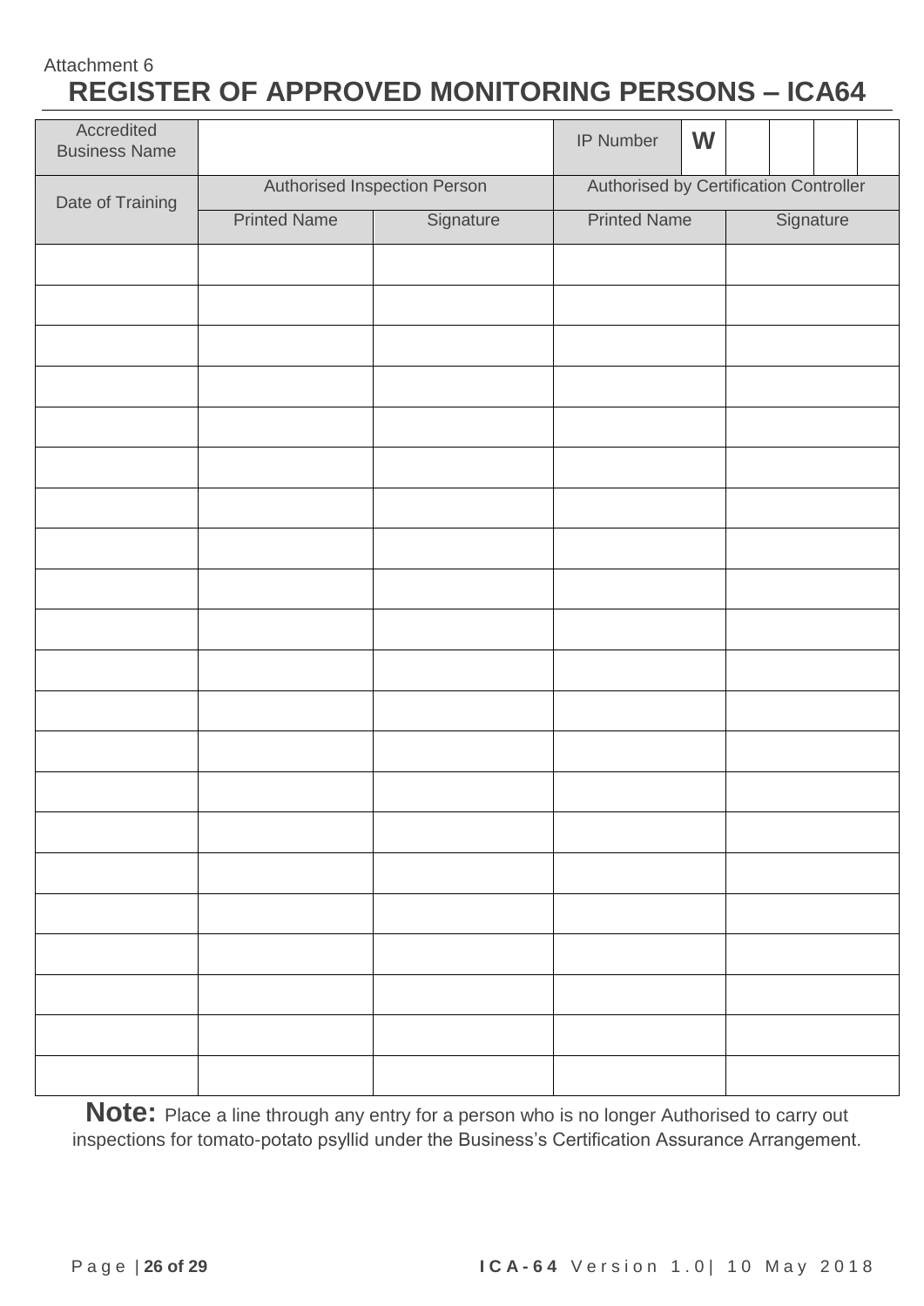Attachment 6

# REGISTER OF APPROVED MONITORING PERSONS – ICA64

| Accredited Business Name | | | IP Number | **W** | | | | |
|---|---|---|---|---|---|---|---|---|
| Date of Training | Authorised Inspection Person | | Authorised by Certification Controller | | | | | |
| | Printed Name | Signature | Printed Name | | Signature | | | |
| | | | | | | | | |
| | | | | | | | | |
| | | | | | | | | |
| | | | | | | | | |
| | | | | | | | | |
| | | | | | | | | |
| | | | | | | | | |
| | | | | | | | | |
| | | | | | | | | |
| | | | | | | | | |
| | | | | | | | | |
| | | | | | | | | |
| | | | | | | | | |
| | | | | | | | | |
| | | | | | | | | |
| | | | | | | | | |
| | | | | | | | | |
| | | | | | | | | |
| | | | | | | | | |
| | | | | | | | | |
| | | | | | | | | |

**Note:** Place a line through any entry for a person who is no longer Authorised to carry out inspections for tomato-potato psyllid under the Business's Certification Assurance Arrangement.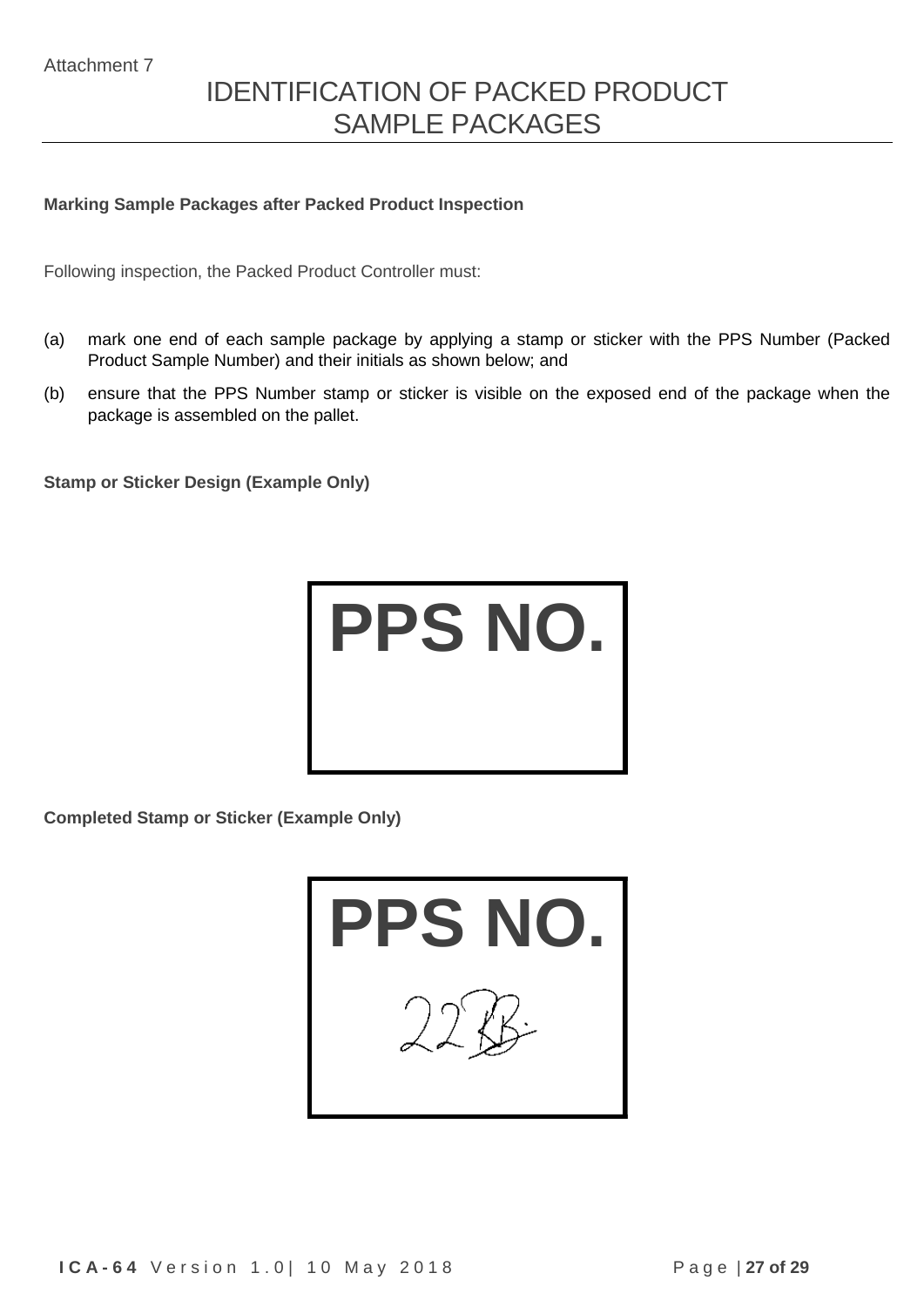Attachment 7

# IDENTIFICATION OF PACKED PRODUCT SAMPLE PACKAGES

**Marking Sample Packages after Packed Product Inspection**

Following inspection, the Packed Product Controller must:

(a) mark one end of each sample package by applying a stamp or sticker with the PPS Number (Packed Product Sample Number) and their initials as shown below; and

(b) ensure that the PPS Number stamp or sticker is visible on the exposed end of the package when the package is assembled on the pallet.

**Stamp or Sticker Design (Example Only)**

| PPS NO. |
|---|
| |

**Completed Stamp or Sticker (Example Only)**

| PPS NO. |
|---|
| 22 RB. |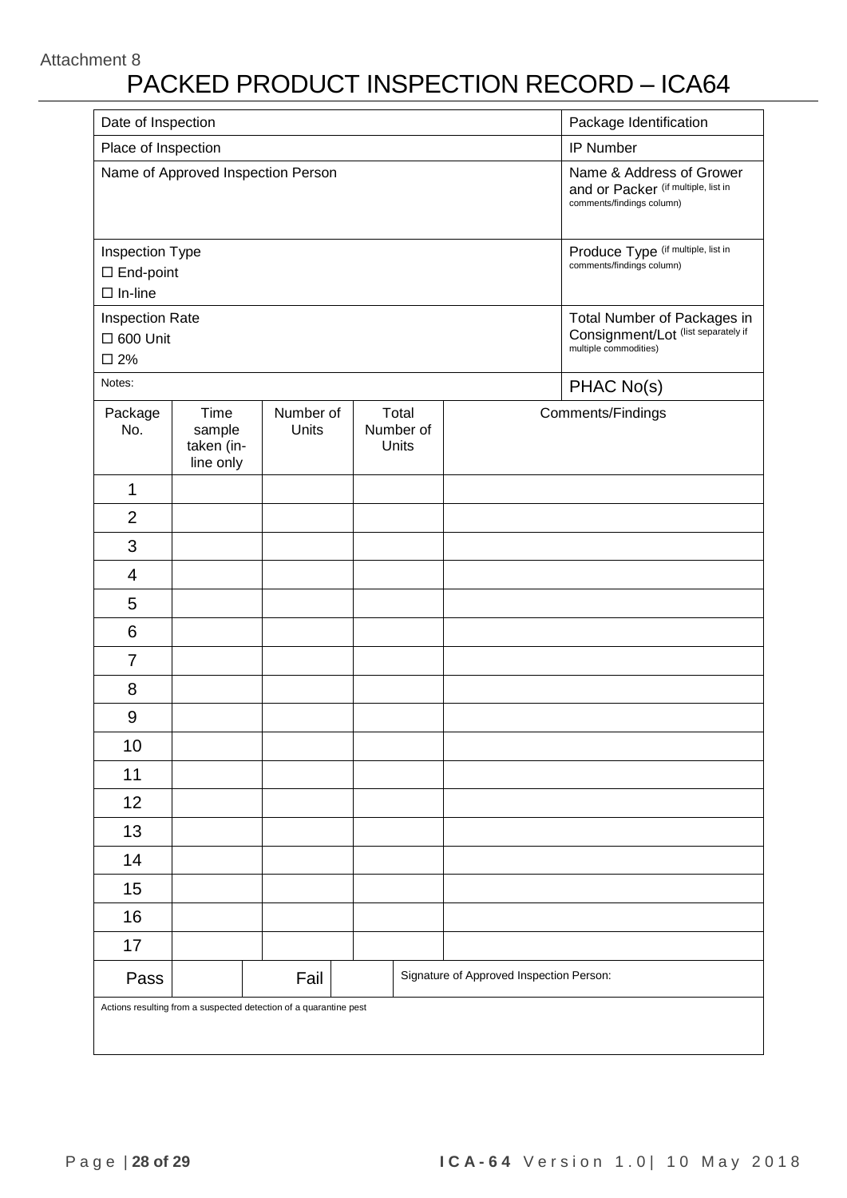Attachment 8

# PACKED PRODUCT INSPECTION RECORD – ICA64

| | |
|---|---|
| Date of Inspection | Package Identification |
| Place of Inspection | IP Number |
| Name of Approved Inspection Person | Name & Address of Grower and or Packer (if multiple, list in comments/findings column) |
| Inspection Type<br>☐ End-point<br>☐ In-line | Produce Type (if multiple, list in comments/findings column) |
| Inspection Rate<br>☐ 600 Unit<br>☐ 2% | Total Number of Packages in Consignment/Lot (list separately if multiple commodities) |
| Notes: | PHAC No(s) |

| Package No. | Time sample taken (in-line only | Number of Units | Total Number of Units | Comments/Findings |
|---|---|---|---|---|
| 1 | | | | |
| 2 | | | | |
| 3 | | | | |
| 4 | | | | |
| 5 | | | | |
| 6 | | | | |
| 7 | | | | |
| 8 | | | | |
| 9 | | | | |
| 10 | | | | |
| 11 | | | | |
| 12 | | | | |
| 13 | | | | |
| 14 | | | | |
| 15 | | | | |
| 16 | | | | |
| 17 | | | | |

| Pass | | Fail | | Signature of Approved Inspection Person: |
|---|---|---|---|---|

Actions resulting from a suspected detection of a quarantine pest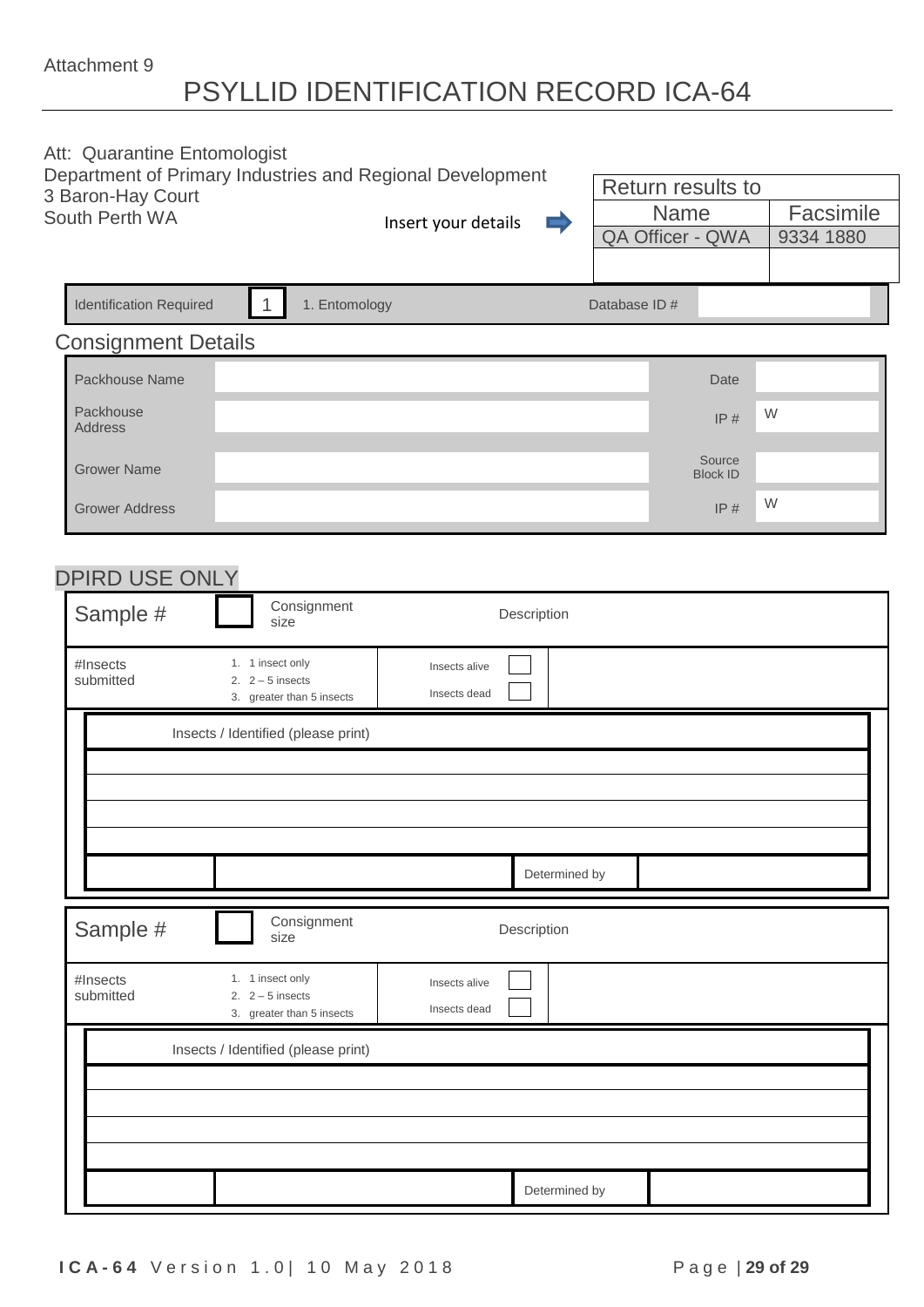Attachment 9

# PSYLLID IDENTIFICATION RECORD ICA-64

Att: Quarantine Entomologist
Department of Primary Industries and Regional Development
3 Baron-Hay Court
South Perth WA

Insert your details ➡

| Return results to | |
|---|---|
| Name | Facsimile |
| QA Officer - QWA | 9334 1880 |
| | |

| Identification Required | 1 | 1. Entomology | Database ID # | |
|---|---|---|---|---|

## Consignment Details

| | | | |
|---|---|---|---|
| Packhouse Name | | Date | |
| Packhouse Address | | IP # | W |
| Grower Name | | Source Block ID | |
| Grower Address | | IP # | W |

## DPIRD USE ONLY

| | | | | | |
|---|---|---|---|---|---|
| Sample # | | Consignment size | Description | | |
| #Insects submitted | 1. 1 insect only<br>2. 2 – 5 insects<br>3. greater than 5 insects | Insects alive<br>Insects dead | | | |

| | | | |
|---|---|---|---|
| Insects / Identified (please print) | | | |
| | | | |
| | | | |
| | | | |
| | | | |
| | | Determined by | |

| | | | | | |
|---|---|---|---|---|---|
| Sample # | | Consignment size | Description | | |
| #Insects submitted | 1. 1 insect only<br>2. 2 – 5 insects<br>3. greater than 5 insects | Insects alive<br>Insects dead | | | |

| | | | |
|---|---|---|---|
| Insects / Identified (please print) | | | |
| | | | |
| | | | |
| | | | |
| | | | |
| | | Determined by | |

**ICA-64** Version 1.0| 10 May 2018